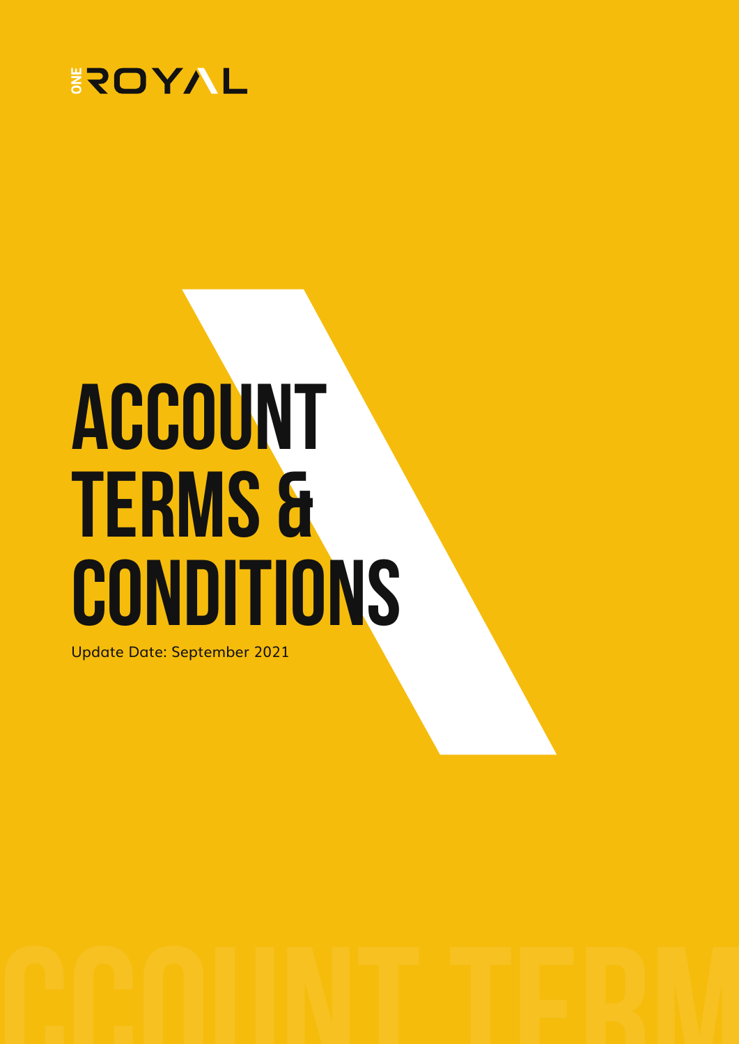ONE ROYAL

# ACCOUNT TERMS & CONDITIONS

Update Date: September 2021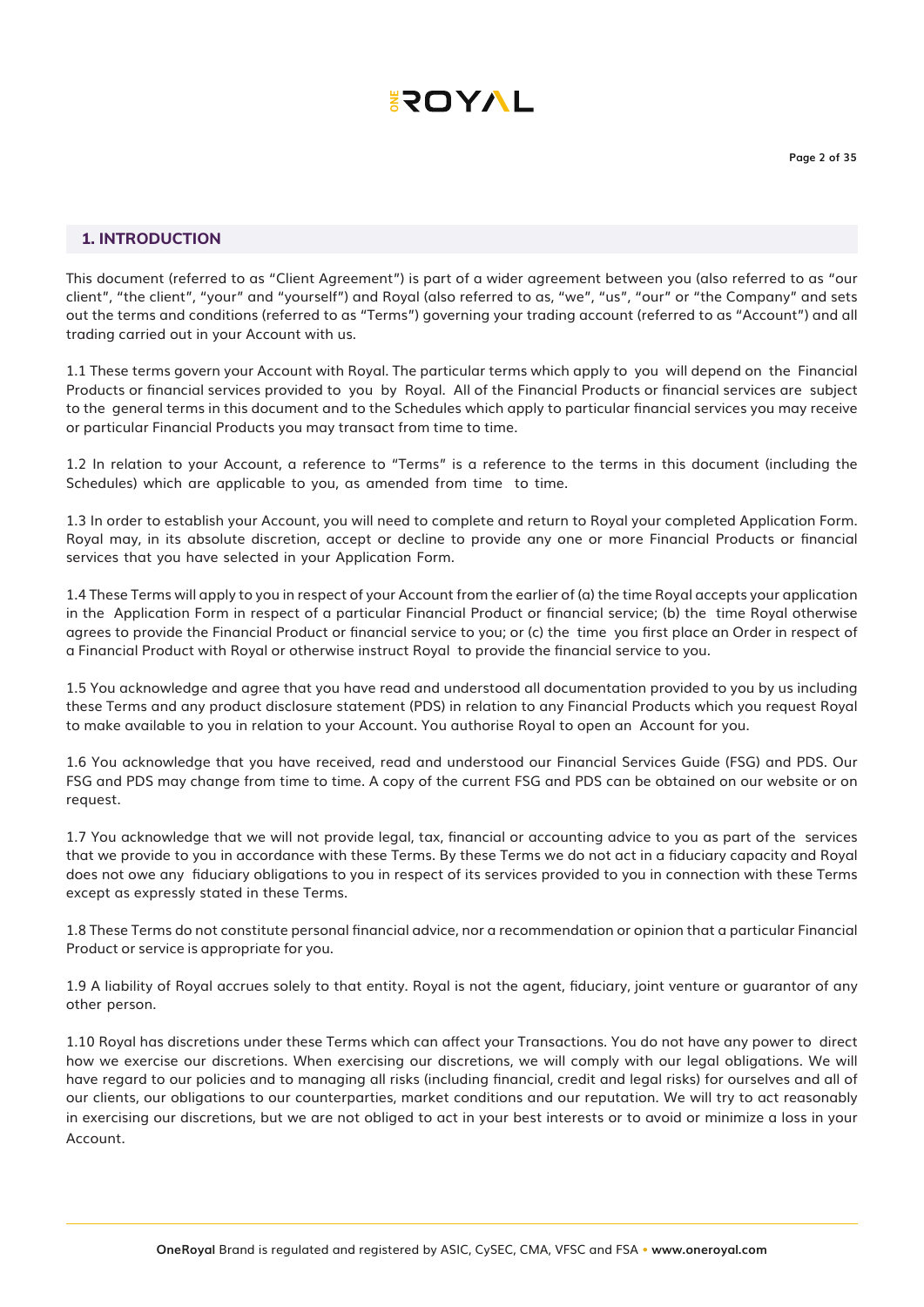## 1. INTRODUCTION

This document (referred to as "Client Agreement") is part of a wider agreement between you (also referred to as "our client", "the client", "your" and "yourself") and Royal (also referred to as, "we", "us", "our" or "the Company" and sets out the terms and conditions (referred to as "Terms") governing your trading account (referred to as "Account") and all trading carried out in your Account with us.

1.1 These terms govern your Account with Royal. The particular terms which apply to you will depend on the Financial Products or financial services provided to you by Royal. All of the Financial Products or financial services are subject to the general terms in this document and to the Schedules which apply to particular financial services you may receive or particular Financial Products you may transact from time to time.

1.2 In relation to your Account, a reference to "Terms" is a reference to the terms in this document (including the Schedules) which are applicable to you, as amended from time to time.

1.3 In order to establish your Account, you will need to complete and return to Royal your completed Application Form. Royal may, in its absolute discretion, accept or decline to provide any one or more Financial Products or financial services that you have selected in your Application Form.

1.4 These Terms will apply to you in respect of your Account from the earlier of (a) the time Royal accepts your application in the Application Form in respect of a particular Financial Product or financial service; (b) the time Royal otherwise agrees to provide the Financial Product or financial service to you; or (c) the time you first place an Order in respect of a Financial Product with Royal or otherwise instruct Royal to provide the financial service to you.

1.5 You acknowledge and agree that you have read and understood all documentation provided to you by us including these Terms and any product disclosure statement (PDS) in relation to any Financial Products which you request Royal to make available to you in relation to your Account. You authorise Royal to open an Account for you.

1.6 You acknowledge that you have received, read and understood our Financial Services Guide (FSG) and PDS. Our FSG and PDS may change from time to time. A copy of the current FSG and PDS can be obtained on our website or on request.

1.7 You acknowledge that we will not provide legal, tax, financial or accounting advice to you as part of the services that we provide to you in accordance with these Terms. By these Terms we do not act in a fiduciary capacity and Royal does not owe any fiduciary obligations to you in respect of its services provided to you in connection with these Terms except as expressly stated in these Terms.

1.8 These Terms do not constitute personal financial advice, nor a recommendation or opinion that a particular Financial Product or service is appropriate for you.

1.9 A liability of Royal accrues solely to that entity. Royal is not the agent, fiduciary, joint venture or guarantor of any other person.

1.10 Royal has discretions under these Terms which can affect your Transactions. You do not have any power to direct how we exercise our discretions. When exercising our discretions, we will comply with our legal obligations. We will have regard to our policies and to managing all risks (including financial, credit and legal risks) for ourselves and all of our clients, our obligations to our counterparties, market conditions and our reputation. We will try to act reasonably in exercising our discretions, but we are not obliged to act in your best interests or to avoid or minimize a loss in your Account.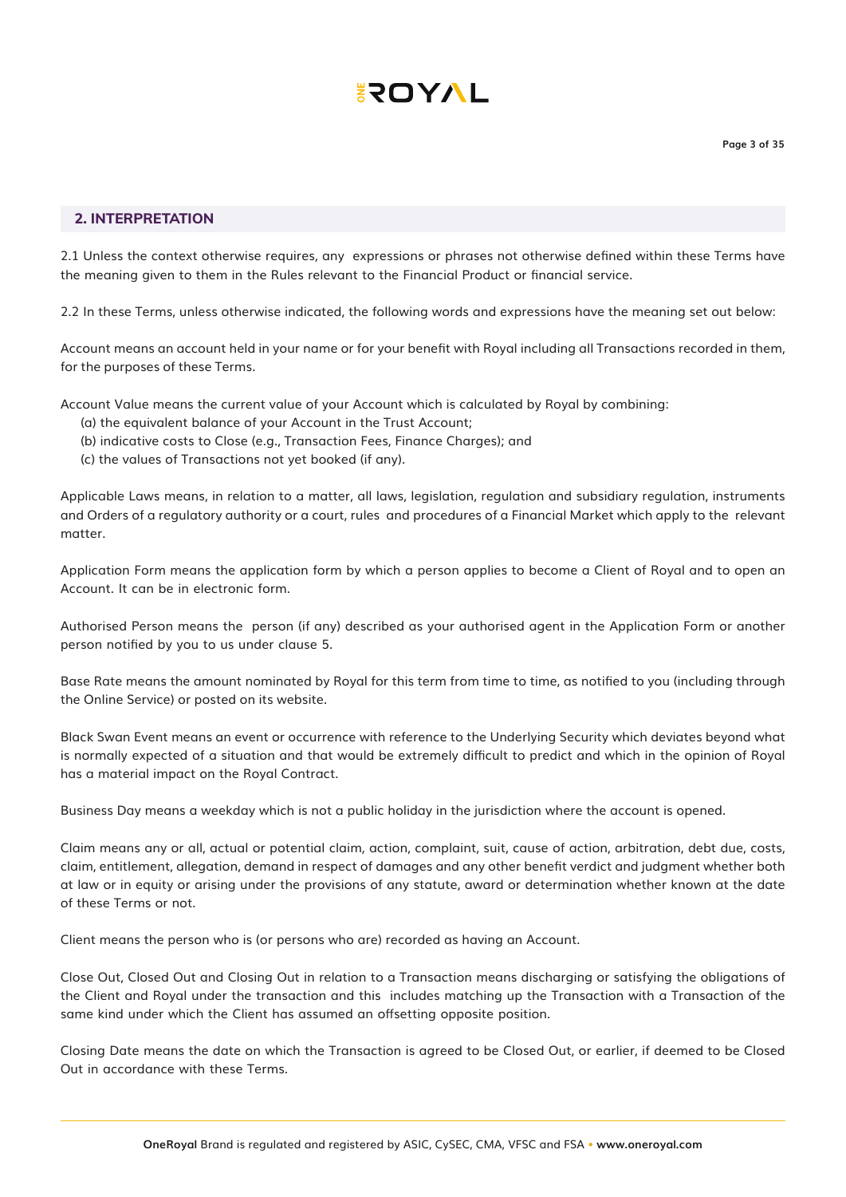## 2. INTERPRETATION

2.1 Unless the context otherwise requires, any expressions or phrases not otherwise defined within these Terms have the meaning given to them in the Rules relevant to the Financial Product or financial service.

2.2 In these Terms, unless otherwise indicated, the following words and expressions have the meaning set out below:

Account means an account held in your name or for your benefit with Royal including all Transactions recorded in them, for the purposes of these Terms.

Account Value means the current value of your Account which is calculated by Royal by combining:

(a) the equivalent balance of your Account in the Trust Account;
(b) indicative costs to Close (e.g., Transaction Fees, Finance Charges); and
(c) the values of Transactions not yet booked (if any).

Applicable Laws means, in relation to a matter, all laws, legislation, regulation and subsidiary regulation, instruments and Orders of a regulatory authority or a court, rules and procedures of a Financial Market which apply to the relevant matter.

Application Form means the application form by which a person applies to become a Client of Royal and to open an Account. It can be in electronic form.

Authorised Person means the person (if any) described as your authorised agent in the Application Form or another person notified by you to us under clause 5.

Base Rate means the amount nominated by Royal for this term from time to time, as notified to you (including through the Online Service) or posted on its website.

Black Swan Event means an event or occurrence with reference to the Underlying Security which deviates beyond what is normally expected of a situation and that would be extremely difficult to predict and which in the opinion of Royal has a material impact on the Royal Contract.

Business Day means a weekday which is not a public holiday in the jurisdiction where the account is opened.

Claim means any or all, actual or potential claim, action, complaint, suit, cause of action, arbitration, debt due, costs, claim, entitlement, allegation, demand in respect of damages and any other benefit verdict and judgment whether both at law or in equity or arising under the provisions of any statute, award or determination whether known at the date of these Terms or not.

Client means the person who is (or persons who are) recorded as having an Account.

Close Out, Closed Out and Closing Out in relation to a Transaction means discharging or satisfying the obligations of the Client and Royal under the transaction and this includes matching up the Transaction with a Transaction of the same kind under which the Client has assumed an offsetting opposite position.

Closing Date means the date on which the Transaction is agreed to be Closed Out, or earlier, if deemed to be Closed Out in accordance with these Terms.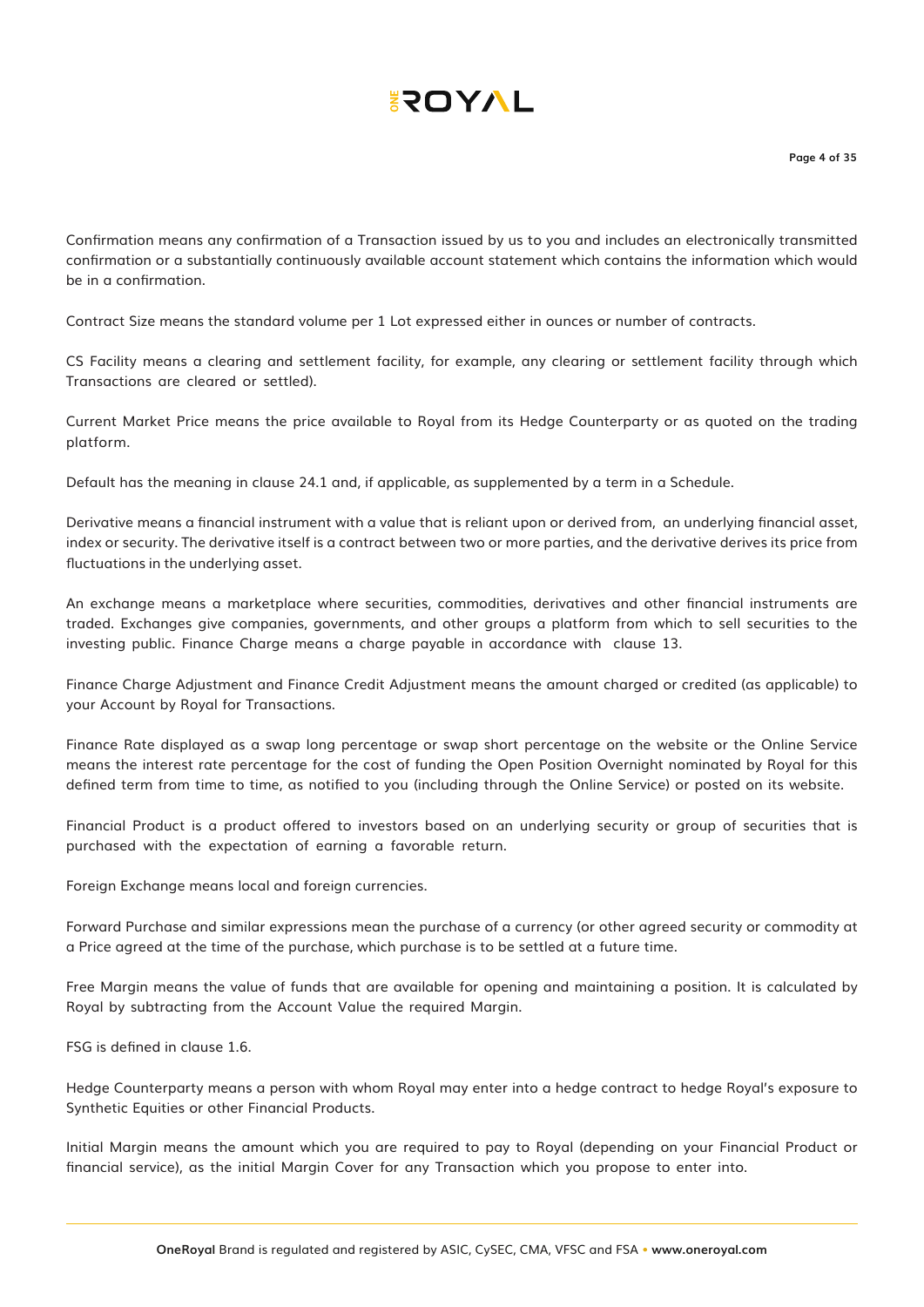Confirmation means any confirmation of a Transaction issued by us to you and includes an electronically transmitted confirmation or a substantially continuously available account statement which contains the information which would be in a confirmation.

Contract Size means the standard volume per 1 Lot expressed either in ounces or number of contracts.

CS Facility means a clearing and settlement facility, for example, any clearing or settlement facility through which Transactions are cleared or settled).

Current Market Price means the price available to Royal from its Hedge Counterparty or as quoted on the trading platform.

Default has the meaning in clause 24.1 and, if applicable, as supplemented by a term in a Schedule.

Derivative means a financial instrument with a value that is reliant upon or derived from, an underlying financial asset, index or security. The derivative itself is a contract between two or more parties, and the derivative derives its price from fluctuations in the underlying asset.

An exchange means a marketplace where securities, commodities, derivatives and other financial instruments are traded. Exchanges give companies, governments, and other groups a platform from which to sell securities to the investing public. Finance Charge means a charge payable in accordance with clause 13.

Finance Charge Adjustment and Finance Credit Adjustment means the amount charged or credited (as applicable) to your Account by Royal for Transactions.

Finance Rate displayed as a swap long percentage or swap short percentage on the website or the Online Service means the interest rate percentage for the cost of funding the Open Position Overnight nominated by Royal for this defined term from time to time, as notified to you (including through the Online Service) or posted on its website.

Financial Product is a product offered to investors based on an underlying security or group of securities that is purchased with the expectation of earning a favorable return.

Foreign Exchange means local and foreign currencies.

Forward Purchase and similar expressions mean the purchase of a currency (or other agreed security or commodity at a Price agreed at the time of the purchase, which purchase is to be settled at a future time.

Free Margin means the value of funds that are available for opening and maintaining a position. It is calculated by Royal by subtracting from the Account Value the required Margin.

FSG is defined in clause 1.6.

Hedge Counterparty means a person with whom Royal may enter into a hedge contract to hedge Royal's exposure to Synthetic Equities or other Financial Products.

Initial Margin means the amount which you are required to pay to Royal (depending on your Financial Product or financial service), as the initial Margin Cover for any Transaction which you propose to enter into.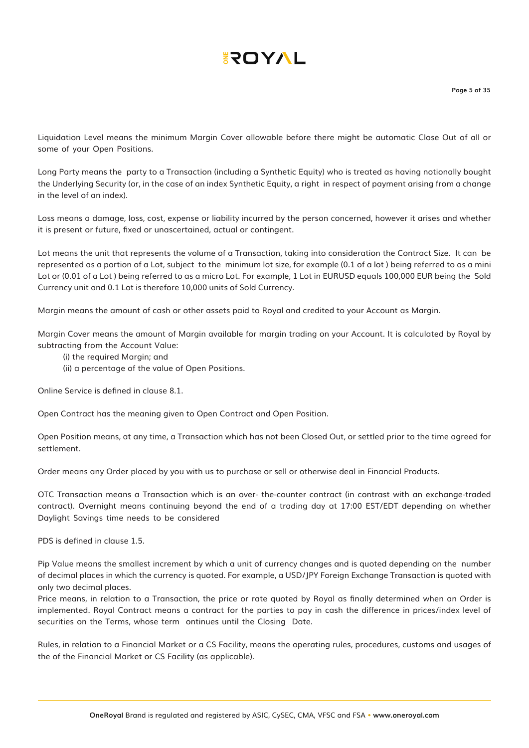Liquidation Level means the minimum Margin Cover allowable before there might be automatic Close Out of all or some of your Open Positions.

Long Party means the party to a Transaction (including a Synthetic Equity) who is treated as having notionally bought the Underlying Security (or, in the case of an index Synthetic Equity, a right in respect of payment arising from a change in the level of an index).

Loss means a damage, loss, cost, expense or liability incurred by the person concerned, however it arises and whether it is present or future, fixed or unascertained, actual or contingent.

Lot means the unit that represents the volume of a Transaction, taking into consideration the Contract Size. It can be represented as a portion of a Lot, subject to the minimum lot size, for example (0.1 of a lot ) being referred to as a mini Lot or (0.01 of a Lot ) being referred to as a micro Lot. For example, 1 Lot in EURUSD equals 100,000 EUR being the Sold Currency unit and 0.1 Lot is therefore 10,000 units of Sold Currency.

Margin means the amount of cash or other assets paid to Royal and credited to your Account as Margin.

Margin Cover means the amount of Margin available for margin trading on your Account. It is calculated by Royal by subtracting from the Account Value:

(i) the required Margin; and
(ii) a percentage of the value of Open Positions.

Online Service is defined in clause 8.1.

Open Contract has the meaning given to Open Contract and Open Position.

Open Position means, at any time, a Transaction which has not been Closed Out, or settled prior to the time agreed for settlement.

Order means any Order placed by you with us to purchase or sell or otherwise deal in Financial Products.

OTC Transaction means a Transaction which is an over- the-counter contract (in contrast with an exchange-traded contract). Overnight means continuing beyond the end of a trading day at 17:00 EST/EDT depending on whether Daylight Savings time needs to be considered

PDS is defined in clause 1.5.

Pip Value means the smallest increment by which a unit of currency changes and is quoted depending on the number of decimal places in which the currency is quoted. For example, a USD/JPY Foreign Exchange Transaction is quoted with only two decimal places.
Price means, in relation to a Transaction, the price or rate quoted by Royal as finally determined when an Order is implemented. Royal Contract means a contract for the parties to pay in cash the difference in prices/index level of securities on the Terms, whose term ontinues until the Closing Date.

Rules, in relation to a Financial Market or a CS Facility, means the operating rules, procedures, customs and usages of the of the Financial Market or CS Facility (as applicable).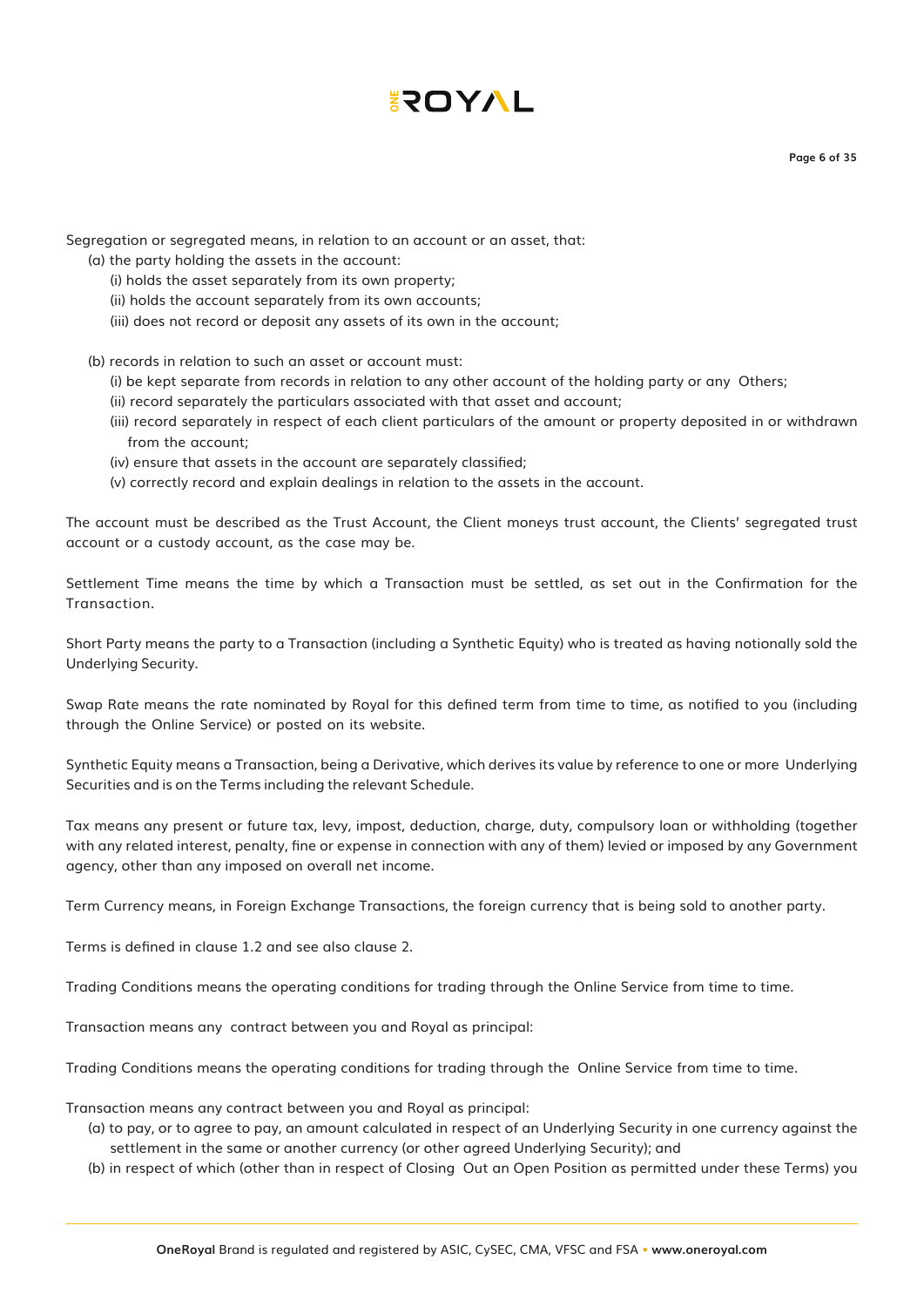Segregation or segregated means, in relation to an account or an asset, that:

(a) the party holding the assets in the account:

(i) holds the asset separately from its own property;

(ii) holds the account separately from its own accounts;

(iii) does not record or deposit any assets of its own in the account;

(b) records in relation to such an asset or account must:

(i) be kept separate from records in relation to any other account of the holding party or any Others;

(ii) record separately the particulars associated with that asset and account;

(iii) record separately in respect of each client particulars of the amount or property deposited in or withdrawn from the account;

(iv) ensure that assets in the account are separately classified;

(v) correctly record and explain dealings in relation to the assets in the account.

The account must be described as the Trust Account, the Client moneys trust account, the Clients' segregated trust account or a custody account, as the case may be.

Settlement Time means the time by which a Transaction must be settled, as set out in the Confirmation for the Transaction.

Short Party means the party to a Transaction (including a Synthetic Equity) who is treated as having notionally sold the Underlying Security.

Swap Rate means the rate nominated by Royal for this defined term from time to time, as notified to you (including through the Online Service) or posted on its website.

Synthetic Equity means a Transaction, being a Derivative, which derives its value by reference to one or more Underlying Securities and is on the Terms including the relevant Schedule.

Tax means any present or future tax, levy, impost, deduction, charge, duty, compulsory loan or withholding (together with any related interest, penalty, fine or expense in connection with any of them) levied or imposed by any Government agency, other than any imposed on overall net income.

Term Currency means, in Foreign Exchange Transactions, the foreign currency that is being sold to another party.

Terms is defined in clause 1.2 and see also clause 2.

Trading Conditions means the operating conditions for trading through the Online Service from time to time.

Transaction means any contract between you and Royal as principal:

Trading Conditions means the operating conditions for trading through the Online Service from time to time.

Transaction means any contract between you and Royal as principal:

(a) to pay, or to agree to pay, an amount calculated in respect of an Underlying Security in one currency against the settlement in the same or another currency (or other agreed Underlying Security); and

(b) in respect of which (other than in respect of Closing Out an Open Position as permitted under these Terms) you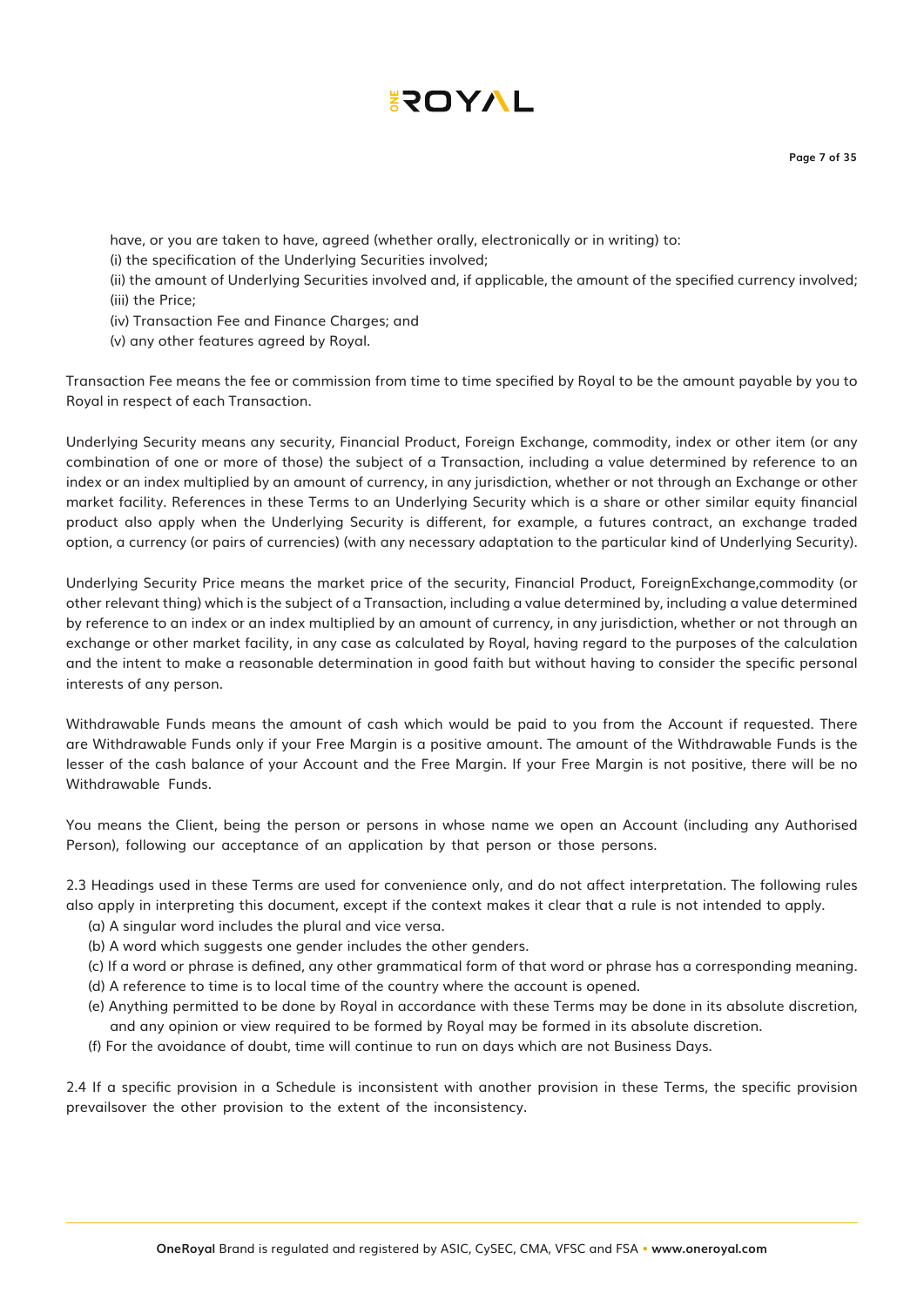have, or you are taken to have, agreed (whether orally, electronically or in writing) to:

(i) the specification of the Underlying Securities involved;

(ii) the amount of Underlying Securities involved and, if applicable, the amount of the specified currency involved;

(iii) the Price;

(iv) Transaction Fee and Finance Charges; and

(v) any other features agreed by Royal.

Transaction Fee means the fee or commission from time to time specified by Royal to be the amount payable by you to Royal in respect of each Transaction.

Underlying Security means any security, Financial Product, Foreign Exchange, commodity, index or other item (or any combination of one or more of those) the subject of a Transaction, including a value determined by reference to an index or an index multiplied by an amount of currency, in any jurisdiction, whether or not through an Exchange or other market facility. References in these Terms to an Underlying Security which is a share or other similar equity financial product also apply when the Underlying Security is different, for example, a futures contract, an exchange traded option, a currency (or pairs of currencies) (with any necessary adaptation to the particular kind of Underlying Security).

Underlying Security Price means the market price of the security, Financial Product, ForeignExchange,commodity (or other relevant thing) which is the subject of a Transaction, including a value determined by, including a value determined by reference to an index or an index multiplied by an amount of currency, in any jurisdiction, whether or not through an exchange or other market facility, in any case as calculated by Royal, having regard to the purposes of the calculation and the intent to make a reasonable determination in good faith but without having to consider the specific personal interests of any person.

Withdrawable Funds means the amount of cash which would be paid to you from the Account if requested. There are Withdrawable Funds only if your Free Margin is a positive amount. The amount of the Withdrawable Funds is the lesser of the cash balance of your Account and the Free Margin. If your Free Margin is not positive, there will be no Withdrawable Funds.

You means the Client, being the person or persons in whose name we open an Account (including any Authorised Person), following our acceptance of an application by that person or those persons.

2.3 Headings used in these Terms are used for convenience only, and do not affect interpretation. The following rules also apply in interpreting this document, except if the context makes it clear that a rule is not intended to apply.

(a) A singular word includes the plural and vice versa.

(b) A word which suggests one gender includes the other genders.

(c) If a word or phrase is defined, any other grammatical form of that word or phrase has a corresponding meaning.

(d) A reference to time is to local time of the country where the account is opened.

(e) Anything permitted to be done by Royal in accordance with these Terms may be done in its absolute discretion, and any opinion or view required to be formed by Royal may be formed in its absolute discretion.

(f) For the avoidance of doubt, time will continue to run on days which are not Business Days.

2.4 If a specific provision in a Schedule is inconsistent with another provision in these Terms, the specific provision prevailsover the other provision to the extent of the inconsistency.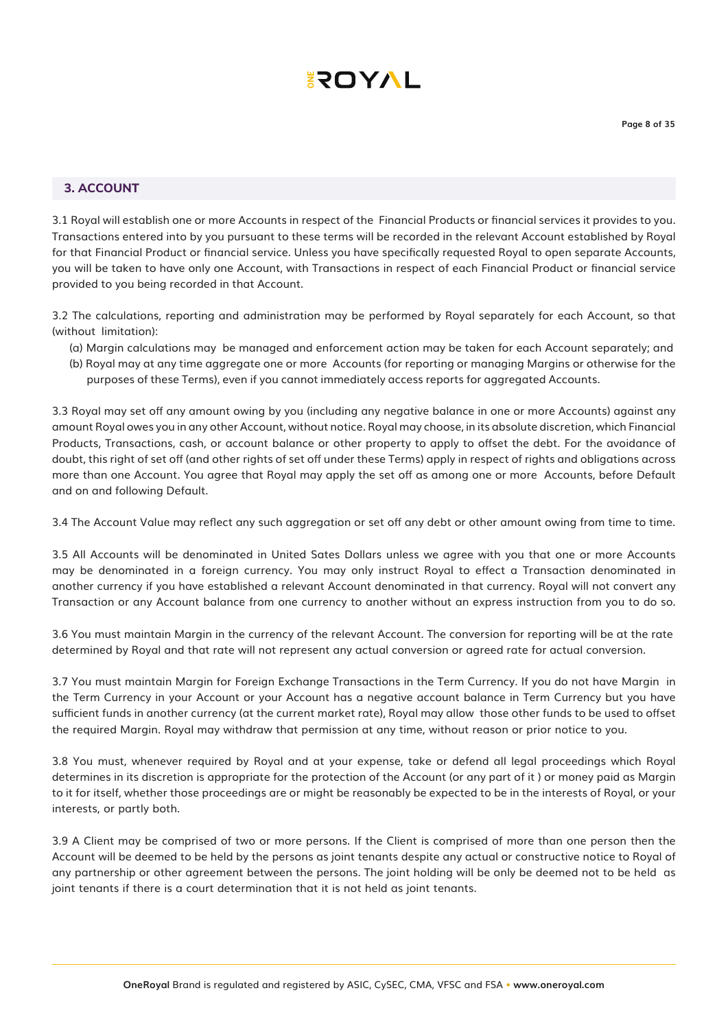## 3. ACCOUNT

3.1 Royal will establish one or more Accounts in respect of the Financial Products or financial services it provides to you. Transactions entered into by you pursuant to these terms will be recorded in the relevant Account established by Royal for that Financial Product or financial service. Unless you have specifically requested Royal to open separate Accounts, you will be taken to have only one Account, with Transactions in respect of each Financial Product or financial service provided to you being recorded in that Account.

3.2 The calculations, reporting and administration may be performed by Royal separately for each Account, so that (without limitation):

(a) Margin calculations may be managed and enforcement action may be taken for each Account separately; and

(b) Royal may at any time aggregate one or more Accounts (for reporting or managing Margins or otherwise for the purposes of these Terms), even if you cannot immediately access reports for aggregated Accounts.

3.3 Royal may set off any amount owing by you (including any negative balance in one or more Accounts) against any amount Royal owes you in any other Account, without notice. Royal may choose, in its absolute discretion, which Financial Products, Transactions, cash, or account balance or other property to apply to offset the debt. For the avoidance of doubt, this right of set off (and other rights of set off under these Terms) apply in respect of rights and obligations across more than one Account. You agree that Royal may apply the set off as among one or more Accounts, before Default and on and following Default.

3.4 The Account Value may reflect any such aggregation or set off any debt or other amount owing from time to time.

3.5 All Accounts will be denominated in United Sates Dollars unless we agree with you that one or more Accounts may be denominated in a foreign currency. You may only instruct Royal to effect a Transaction denominated in another currency if you have established a relevant Account denominated in that currency. Royal will not convert any Transaction or any Account balance from one currency to another without an express instruction from you to do so.

3.6 You must maintain Margin in the currency of the relevant Account. The conversion for reporting will be at the rate determined by Royal and that rate will not represent any actual conversion or agreed rate for actual conversion.

3.7 You must maintain Margin for Foreign Exchange Transactions in the Term Currency. If you do not have Margin in the Term Currency in your Account or your Account has a negative account balance in Term Currency but you have sufficient funds in another currency (at the current market rate), Royal may allow those other funds to be used to offset the required Margin. Royal may withdraw that permission at any time, without reason or prior notice to you.

3.8 You must, whenever required by Royal and at your expense, take or defend all legal proceedings which Royal determines in its discretion is appropriate for the protection of the Account (or any part of it ) or money paid as Margin to it for itself, whether those proceedings are or might be reasonably be expected to be in the interests of Royal, or your interests, or partly both.

3.9 A Client may be comprised of two or more persons. If the Client is comprised of more than one person then the Account will be deemed to be held by the persons as joint tenants despite any actual or constructive notice to Royal of any partnership or other agreement between the persons. The joint holding will be only be deemed not to be held as joint tenants if there is a court determination that it is not held as joint tenants.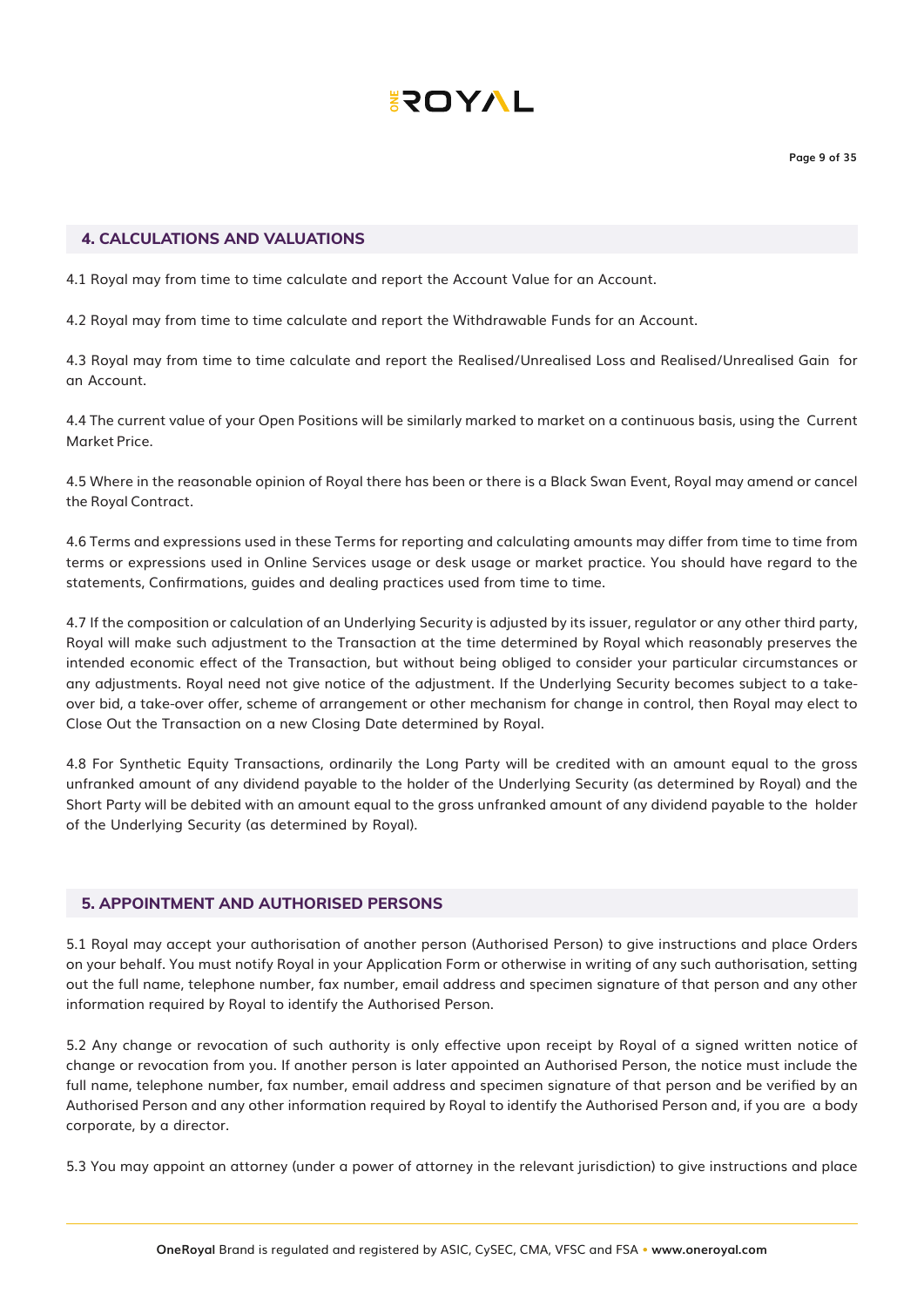## 4. CALCULATIONS AND VALUATIONS

4.1 Royal may from time to time calculate and report the Account Value for an Account.

4.2 Royal may from time to time calculate and report the Withdrawable Funds for an Account.

4.3 Royal may from time to time calculate and report the Realised/Unrealised Loss and Realised/Unrealised Gain for an Account.

4.4 The current value of your Open Positions will be similarly marked to market on a continuous basis, using the Current Market Price.

4.5 Where in the reasonable opinion of Royal there has been or there is a Black Swan Event, Royal may amend or cancel the Royal Contract.

4.6 Terms and expressions used in these Terms for reporting and calculating amounts may differ from time to time from terms or expressions used in Online Services usage or desk usage or market practice. You should have regard to the statements, Confirmations, guides and dealing practices used from time to time.

4.7 If the composition or calculation of an Underlying Security is adjusted by its issuer, regulator or any other third party, Royal will make such adjustment to the Transaction at the time determined by Royal which reasonably preserves the intended economic effect of the Transaction, but without being obliged to consider your particular circumstances or any adjustments. Royal need not give notice of the adjustment. If the Underlying Security becomes subject to a take-over bid, a take-over offer, scheme of arrangement or other mechanism for change in control, then Royal may elect to Close Out the Transaction on a new Closing Date determined by Royal.

4.8 For Synthetic Equity Transactions, ordinarily the Long Party will be credited with an amount equal to the gross unfranked amount of any dividend payable to the holder of the Underlying Security (as determined by Royal) and the Short Party will be debited with an amount equal to the gross unfranked amount of any dividend payable to the holder of the Underlying Security (as determined by Royal).

## 5. APPOINTMENT AND AUTHORISED PERSONS

5.1 Royal may accept your authorisation of another person (Authorised Person) to give instructions and place Orders on your behalf. You must notify Royal in your Application Form or otherwise in writing of any such authorisation, setting out the full name, telephone number, fax number, email address and specimen signature of that person and any other information required by Royal to identify the Authorised Person.

5.2 Any change or revocation of such authority is only effective upon receipt by Royal of a signed written notice of change or revocation from you. If another person is later appointed an Authorised Person, the notice must include the full name, telephone number, fax number, email address and specimen signature of that person and be verified by an Authorised Person and any other information required by Royal to identify the Authorised Person and, if you are a body corporate, by a director.

5.3 You may appoint an attorney (under a power of attorney in the relevant jurisdiction) to give instructions and place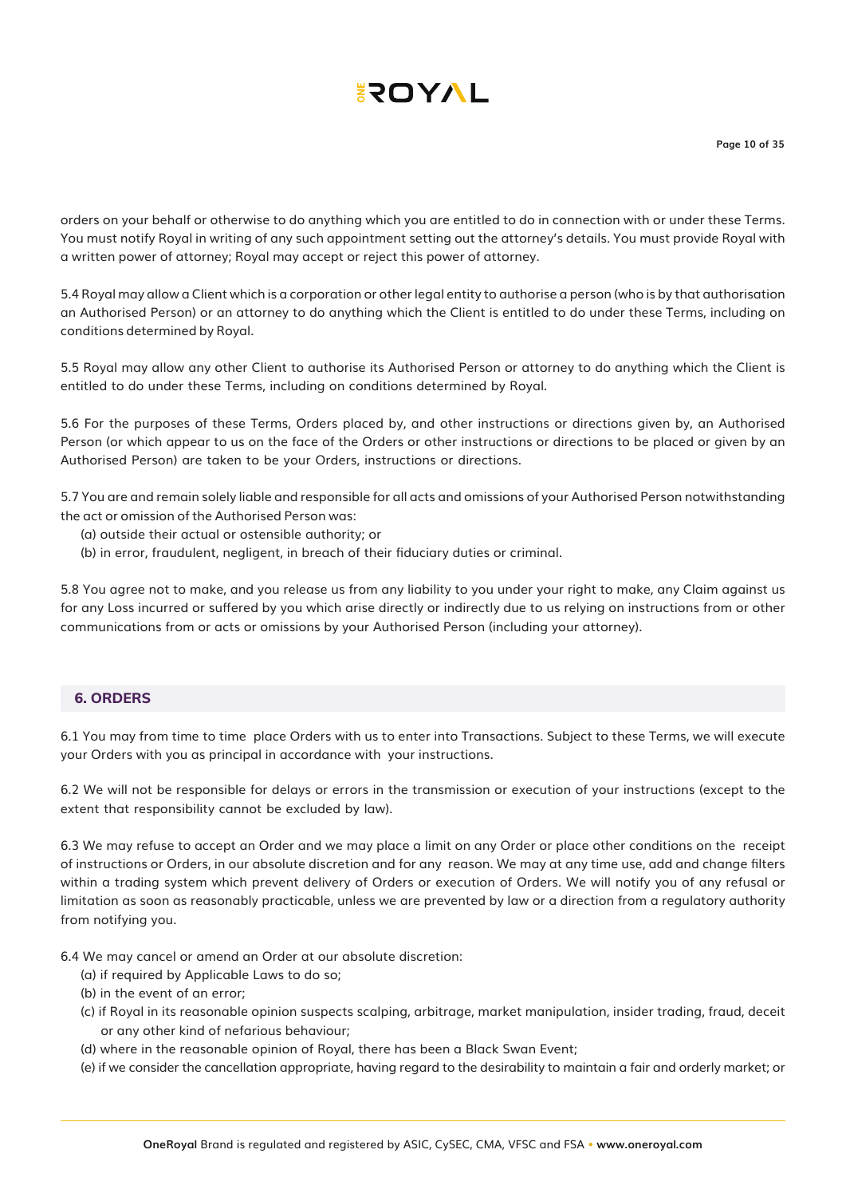orders on your behalf or otherwise to do anything which you are entitled to do in connection with or under these Terms. You must notify Royal in writing of any such appointment setting out the attorney's details. You must provide Royal with a written power of attorney; Royal may accept or reject this power of attorney.

5.4 Royal may allow a Client which is a corporation or other legal entity to authorise a person (who is by that authorisation an Authorised Person) or an attorney to do anything which the Client is entitled to do under these Terms, including on conditions determined by Royal.

5.5 Royal may allow any other Client to authorise its Authorised Person or attorney to do anything which the Client is entitled to do under these Terms, including on conditions determined by Royal.

5.6 For the purposes of these Terms, Orders placed by, and other instructions or directions given by, an Authorised Person (or which appear to us on the face of the Orders or other instructions or directions to be placed or given by an Authorised Person) are taken to be your Orders, instructions or directions.

5.7 You are and remain solely liable and responsible for all acts and omissions of your Authorised Person notwithstanding the act or omission of the Authorised Person was:

(a) outside their actual or ostensible authority; or
(b) in error, fraudulent, negligent, in breach of their fiduciary duties or criminal.

5.8 You agree not to make, and you release us from any liability to you under your right to make, any Claim against us for any Loss incurred or suffered by you which arise directly or indirectly due to us relying on instructions from or other communications from or acts or omissions by your Authorised Person (including your attorney).

## 6. ORDERS

6.1 You may from time to time place Orders with us to enter into Transactions. Subject to these Terms, we will execute your Orders with you as principal in accordance with your instructions.

6.2 We will not be responsible for delays or errors in the transmission or execution of your instructions (except to the extent that responsibility cannot be excluded by law).

6.3 We may refuse to accept an Order and we may place a limit on any Order or place other conditions on the receipt of instructions or Orders, in our absolute discretion and for any reason. We may at any time use, add and change filters within a trading system which prevent delivery of Orders or execution of Orders. We will notify you of any refusal or limitation as soon as reasonably practicable, unless we are prevented by law or a direction from a regulatory authority from notifying you.

6.4 We may cancel or amend an Order at our absolute discretion:

(a) if required by Applicable Laws to do so;
(b) in the event of an error;
(c) if Royal in its reasonable opinion suspects scalping, arbitrage, market manipulation, insider trading, fraud, deceit or any other kind of nefarious behaviour;
(d) where in the reasonable opinion of Royal, there has been a Black Swan Event;
(e) if we consider the cancellation appropriate, having regard to the desirability to maintain a fair and orderly market; or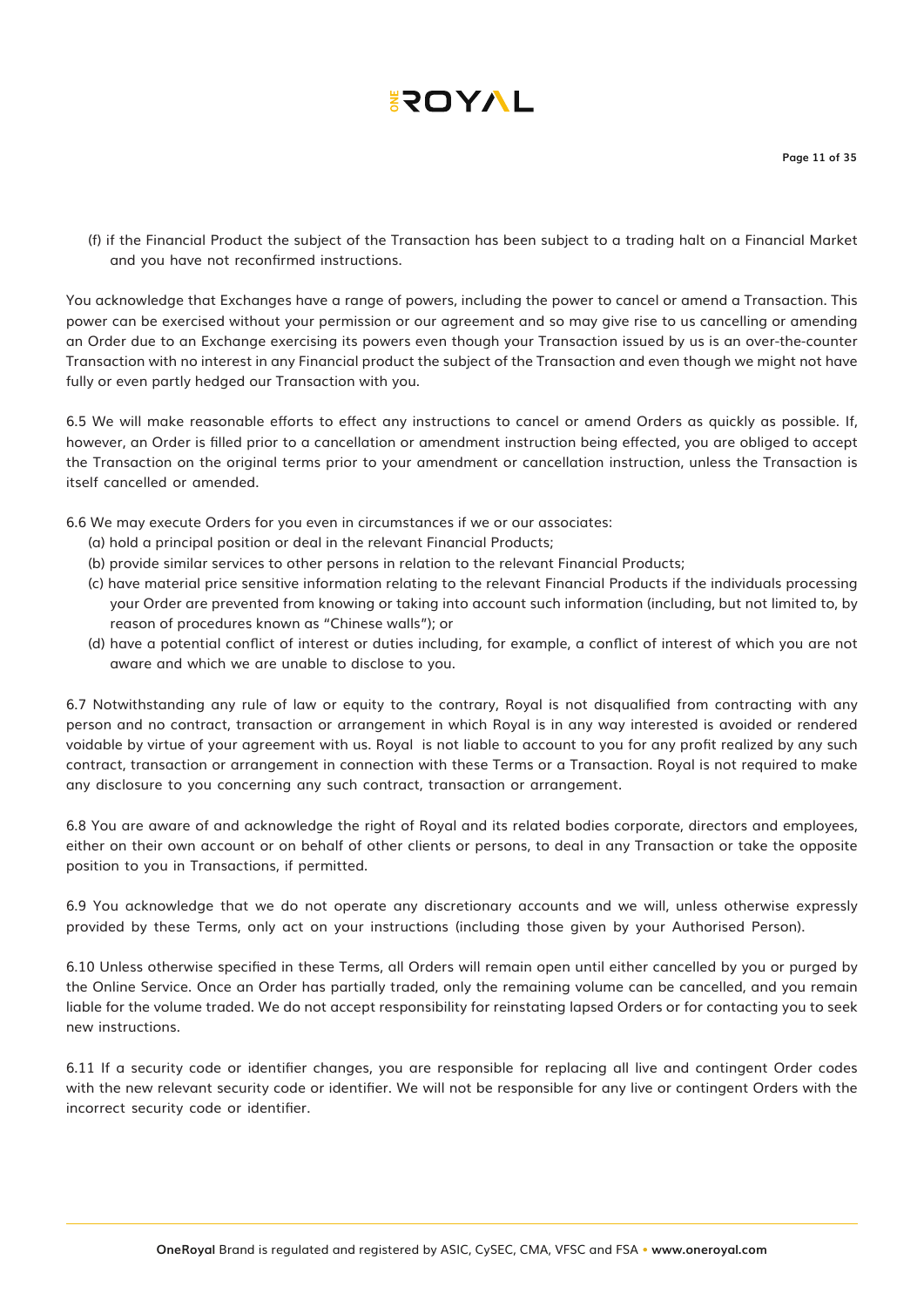(f) if the Financial Product the subject of the Transaction has been subject to a trading halt on a Financial Market and you have not reconfirmed instructions.

You acknowledge that Exchanges have a range of powers, including the power to cancel or amend a Transaction. This power can be exercised without your permission or our agreement and so may give rise to us cancelling or amending an Order due to an Exchange exercising its powers even though your Transaction issued by us is an over-the-counter Transaction with no interest in any Financial product the subject of the Transaction and even though we might not have fully or even partly hedged our Transaction with you.

6.5 We will make reasonable efforts to effect any instructions to cancel or amend Orders as quickly as possible. If, however, an Order is filled prior to a cancellation or amendment instruction being effected, you are obliged to accept the Transaction on the original terms prior to your amendment or cancellation instruction, unless the Transaction is itself cancelled or amended.

6.6 We may execute Orders for you even in circumstances if we or our associates:

(a) hold a principal position or deal in the relevant Financial Products;
(b) provide similar services to other persons in relation to the relevant Financial Products;
(c) have material price sensitive information relating to the relevant Financial Products if the individuals processing your Order are prevented from knowing or taking into account such information (including, but not limited to, by reason of procedures known as "Chinese walls"); or
(d) have a potential conflict of interest or duties including, for example, a conflict of interest of which you are not aware and which we are unable to disclose to you.

6.7 Notwithstanding any rule of law or equity to the contrary, Royal is not disqualified from contracting with any person and no contract, transaction or arrangement in which Royal is in any way interested is avoided or rendered voidable by virtue of your agreement with us. Royal is not liable to account to you for any profit realized by any such contract, transaction or arrangement in connection with these Terms or a Transaction. Royal is not required to make any disclosure to you concerning any such contract, transaction or arrangement.

6.8 You are aware of and acknowledge the right of Royal and its related bodies corporate, directors and employees, either on their own account or on behalf of other clients or persons, to deal in any Transaction or take the opposite position to you in Transactions, if permitted.

6.9 You acknowledge that we do not operate any discretionary accounts and we will, unless otherwise expressly provided by these Terms, only act on your instructions (including those given by your Authorised Person).

6.10 Unless otherwise specified in these Terms, all Orders will remain open until either cancelled by you or purged by the Online Service. Once an Order has partially traded, only the remaining volume can be cancelled, and you remain liable for the volume traded. We do not accept responsibility for reinstating lapsed Orders or for contacting you to seek new instructions.

6.11 If a security code or identifier changes, you are responsible for replacing all live and contingent Order codes with the new relevant security code or identifier. We will not be responsible for any live or contingent Orders with the incorrect security code or identifier.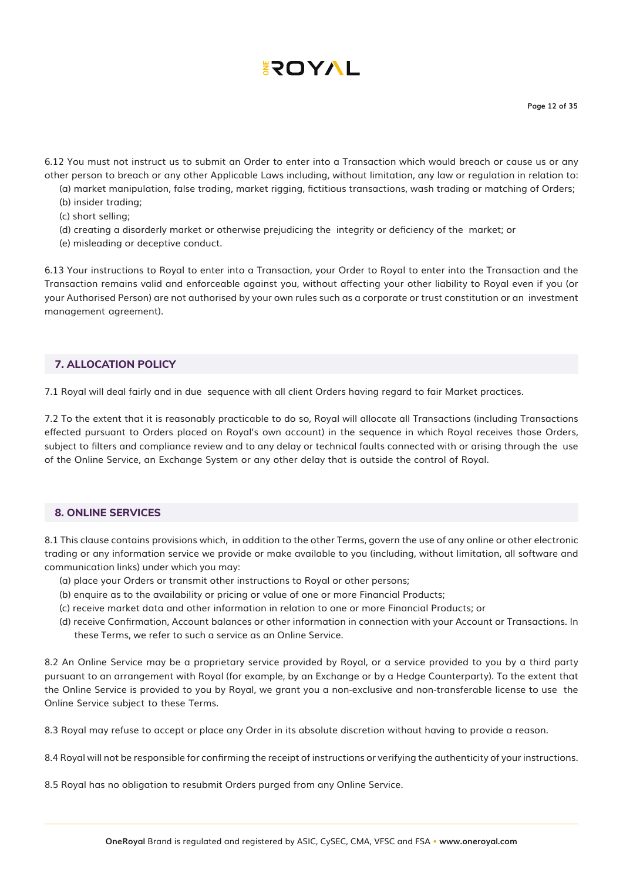6.12 You must not instruct us to submit an Order to enter into a Transaction which would breach or cause us or any other person to breach or any other Applicable Laws including, without limitation, any law or regulation in relation to:

(a) market manipulation, false trading, market rigging, fictitious transactions, wash trading or matching of Orders;
(b) insider trading;
(c) short selling;
(d) creating a disorderly market or otherwise prejudicing the integrity or deficiency of the market; or
(e) misleading or deceptive conduct.

6.13 Your instructions to Royal to enter into a Transaction, your Order to Royal to enter into the Transaction and the Transaction remains valid and enforceable against you, without affecting your other liability to Royal even if you (or your Authorised Person) are not authorised by your own rules such as a corporate or trust constitution or an investment management agreement).

## 7. ALLOCATION POLICY

7.1 Royal will deal fairly and in due sequence with all client Orders having regard to fair Market practices.

7.2 To the extent that it is reasonably practicable to do so, Royal will allocate all Transactions (including Transactions effected pursuant to Orders placed on Royal's own account) in the sequence in which Royal receives those Orders, subject to filters and compliance review and to any delay or technical faults connected with or arising through the use of the Online Service, an Exchange System or any other delay that is outside the control of Royal.

## 8. ONLINE SERVICES

8.1 This clause contains provisions which, in addition to the other Terms, govern the use of any online or other electronic trading or any information service we provide or make available to you (including, without limitation, all software and communication links) under which you may:

(a) place your Orders or transmit other instructions to Royal or other persons;
(b) enquire as to the availability or pricing or value of one or more Financial Products;
(c) receive market data and other information in relation to one or more Financial Products; or
(d) receive Confirmation, Account balances or other information in connection with your Account or Transactions. In these Terms, we refer to such a service as an Online Service.

8.2 An Online Service may be a proprietary service provided by Royal, or a service provided to you by a third party pursuant to an arrangement with Royal (for example, by an Exchange or by a Hedge Counterparty). To the extent that the Online Service is provided to you by Royal, we grant you a non-exclusive and non-transferable license to use the Online Service subject to these Terms.

8.3 Royal may refuse to accept or place any Order in its absolute discretion without having to provide a reason.

8.4 Royal will not be responsible for confirming the receipt of instructions or verifying the authenticity of your instructions.

8.5 Royal has no obligation to resubmit Orders purged from any Online Service.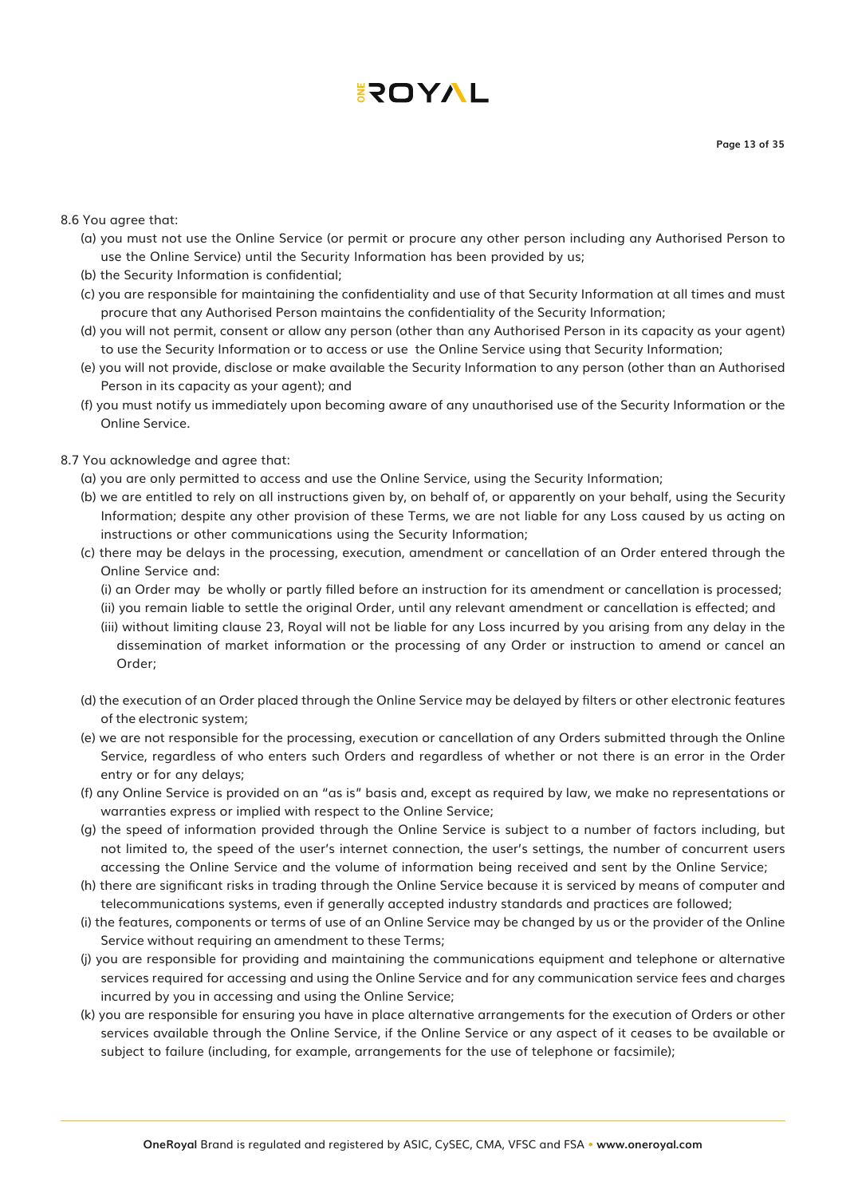8.6 You agree that:

(a) you must not use the Online Service (or permit or procure any other person including any Authorised Person to use the Online Service) until the Security Information has been provided by us;

(b) the Security Information is confidential;

(c) you are responsible for maintaining the confidentiality and use of that Security Information at all times and must procure that any Authorised Person maintains the confidentiality of the Security Information;

(d) you will not permit, consent or allow any person (other than any Authorised Person in its capacity as your agent) to use the Security Information or to access or use the Online Service using that Security Information;

(e) you will not provide, disclose or make available the Security Information to any person (other than an Authorised Person in its capacity as your agent); and

(f) you must notify us immediately upon becoming aware of any unauthorised use of the Security Information or the Online Service.

8.7 You acknowledge and agree that:

(a) you are only permitted to access and use the Online Service, using the Security Information;

(b) we are entitled to rely on all instructions given by, on behalf of, or apparently on your behalf, using the Security Information; despite any other provision of these Terms, we are not liable for any Loss caused by us acting on instructions or other communications using the Security Information;

(c) there may be delays in the processing, execution, amendment or cancellation of an Order entered through the Online Service and:

(i) an Order may be wholly or partly filled before an instruction for its amendment or cancellation is processed;

(ii) you remain liable to settle the original Order, until any relevant amendment or cancellation is effected; and

(iii) without limiting clause 23, Royal will not be liable for any Loss incurred by you arising from any delay in the dissemination of market information or the processing of any Order or instruction to amend or cancel an Order;

(d) the execution of an Order placed through the Online Service may be delayed by filters or other electronic features of the electronic system;

(e) we are not responsible for the processing, execution or cancellation of any Orders submitted through the Online Service, regardless of who enters such Orders and regardless of whether or not there is an error in the Order entry or for any delays;

(f) any Online Service is provided on an "as is" basis and, except as required by law, we make no representations or warranties express or implied with respect to the Online Service;

(g) the speed of information provided through the Online Service is subject to a number of factors including, but not limited to, the speed of the user's internet connection, the user's settings, the number of concurrent users accessing the Online Service and the volume of information being received and sent by the Online Service;

(h) there are significant risks in trading through the Online Service because it is serviced by means of computer and telecommunications systems, even if generally accepted industry standards and practices are followed;

(i) the features, components or terms of use of an Online Service may be changed by us or the provider of the Online Service without requiring an amendment to these Terms;

(j) you are responsible for providing and maintaining the communications equipment and telephone or alternative services required for accessing and using the Online Service and for any communication service fees and charges incurred by you in accessing and using the Online Service;

(k) you are responsible for ensuring you have in place alternative arrangements for the execution of Orders or other services available through the Online Service, if the Online Service or any aspect of it ceases to be available or subject to failure (including, for example, arrangements for the use of telephone or facsimile);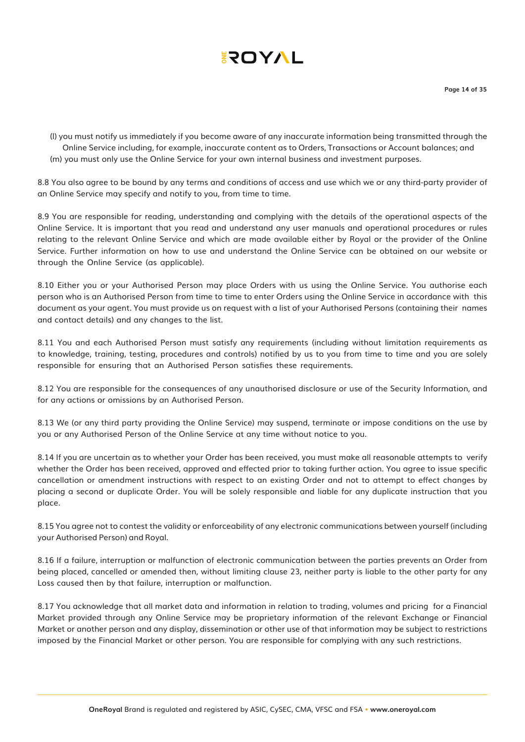(l) you must notify us immediately if you become aware of any inaccurate information being transmitted through the Online Service including, for example, inaccurate content as to Orders, Transactions or Account balances; and

(m) you must only use the Online Service for your own internal business and investment purposes.

8.8 You also agree to be bound by any terms and conditions of access and use which we or any third-party provider of an Online Service may specify and notify to you, from time to time.

8.9 You are responsible for reading, understanding and complying with the details of the operational aspects of the Online Service. It is important that you read and understand any user manuals and operational procedures or rules relating to the relevant Online Service and which are made available either by Royal or the provider of the Online Service. Further information on how to use and understand the Online Service can be obtained on our website or through the Online Service (as applicable).

8.10 Either you or your Authorised Person may place Orders with us using the Online Service. You authorise each person who is an Authorised Person from time to time to enter Orders using the Online Service in accordance with this document as your agent. You must provide us on request with a list of your Authorised Persons (containing their names and contact details) and any changes to the list.

8.11 You and each Authorised Person must satisfy any requirements (including without limitation requirements as to knowledge, training, testing, procedures and controls) notified by us to you from time to time and you are solely responsible for ensuring that an Authorised Person satisfies these requirements.

8.12 You are responsible for the consequences of any unauthorised disclosure or use of the Security Information, and for any actions or omissions by an Authorised Person.

8.13 We (or any third party providing the Online Service) may suspend, terminate or impose conditions on the use by you or any Authorised Person of the Online Service at any time without notice to you.

8.14 If you are uncertain as to whether your Order has been received, you must make all reasonable attempts to verify whether the Order has been received, approved and effected prior to taking further action. You agree to issue specific cancellation or amendment instructions with respect to an existing Order and not to attempt to effect changes by placing a second or duplicate Order. You will be solely responsible and liable for any duplicate instruction that you place.

8.15 You agree not to contest the validity or enforceability of any electronic communications between yourself (including your Authorised Person) and Royal.

8.16 If a failure, interruption or malfunction of electronic communication between the parties prevents an Order from being placed, cancelled or amended then, without limiting clause 23, neither party is liable to the other party for any Loss caused then by that failure, interruption or malfunction.

8.17 You acknowledge that all market data and information in relation to trading, volumes and pricing for a Financial Market provided through any Online Service may be proprietary information of the relevant Exchange or Financial Market or another person and any display, dissemination or other use of that information may be subject to restrictions imposed by the Financial Market or other person. You are responsible for complying with any such restrictions.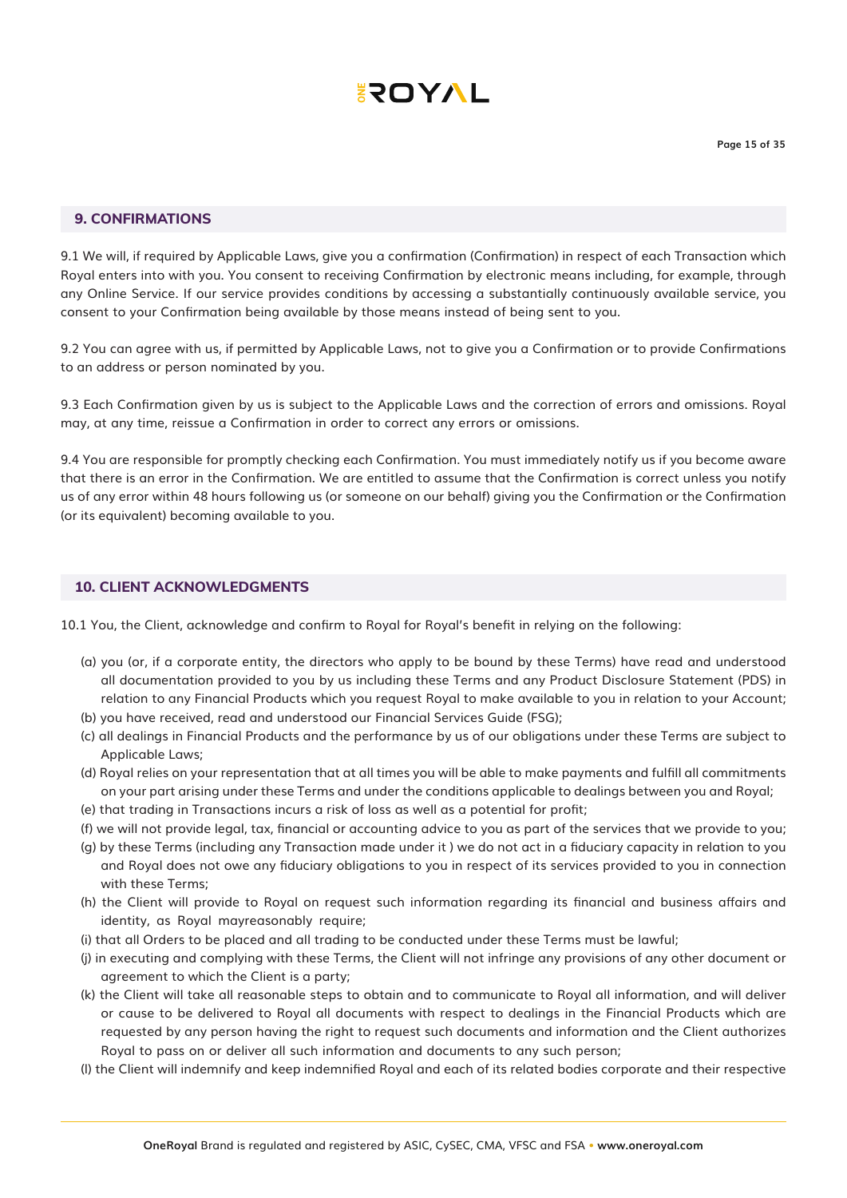## 9. CONFIRMATIONS

9.1 We will, if required by Applicable Laws, give you a confirmation (Confirmation) in respect of each Transaction which Royal enters into with you. You consent to receiving Confirmation by electronic means including, for example, through any Online Service. If our service provides conditions by accessing a substantially continuously available service, you consent to your Confirmation being available by those means instead of being sent to you.

9.2 You can agree with us, if permitted by Applicable Laws, not to give you a Confirmation or to provide Confirmations to an address or person nominated by you.

9.3 Each Confirmation given by us is subject to the Applicable Laws and the correction of errors and omissions. Royal may, at any time, reissue a Confirmation in order to correct any errors or omissions.

9.4 You are responsible for promptly checking each Confirmation. You must immediately notify us if you become aware that there is an error in the Confirmation. We are entitled to assume that the Confirmation is correct unless you notify us of any error within 48 hours following us (or someone on our behalf) giving you the Confirmation or the Confirmation (or its equivalent) becoming available to you.

## 10. CLIENT ACKNOWLEDGMENTS

10.1 You, the Client, acknowledge and confirm to Royal for Royal's benefit in relying on the following:

(a) you (or, if a corporate entity, the directors who apply to be bound by these Terms) have read and understood all documentation provided to you by us including these Terms and any Product Disclosure Statement (PDS) in relation to any Financial Products which you request Royal to make available to you in relation to your Account;

(b) you have received, read and understood our Financial Services Guide (FSG);

(c) all dealings in Financial Products and the performance by us of our obligations under these Terms are subject to Applicable Laws;

(d) Royal relies on your representation that at all times you will be able to make payments and fulfill all commitments on your part arising under these Terms and under the conditions applicable to dealings between you and Royal;

(e) that trading in Transactions incurs a risk of loss as well as a potential for profit;

(f) we will not provide legal, tax, financial or accounting advice to you as part of the services that we provide to you;

(g) by these Terms (including any Transaction made under it ) we do not act in a fiduciary capacity in relation to you and Royal does not owe any fiduciary obligations to you in respect of its services provided to you in connection with these Terms;

(h) the Client will provide to Royal on request such information regarding its financial and business affairs and identity, as Royal mayreasonably require;

(i) that all Orders to be placed and all trading to be conducted under these Terms must be lawful;

(j) in executing and complying with these Terms, the Client will not infringe any provisions of any other document or agreement to which the Client is a party;

(k) the Client will take all reasonable steps to obtain and to communicate to Royal all information, and will deliver or cause to be delivered to Royal all documents with respect to dealings in the Financial Products which are requested by any person having the right to request such documents and information and the Client authorizes Royal to pass on or deliver all such information and documents to any such person;

(l) the Client will indemnify and keep indemnified Royal and each of its related bodies corporate and their respective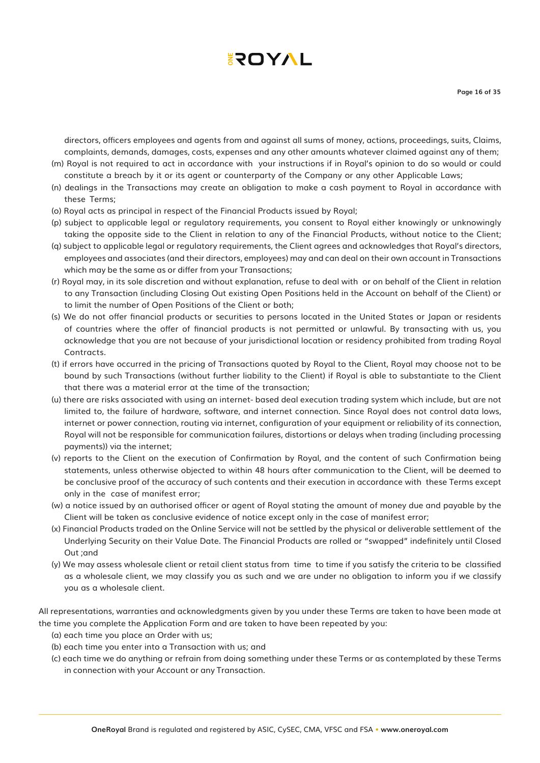directors, officers employees and agents from and against all sums of money, actions, proceedings, suits, Claims, complaints, demands, damages, costs, expenses and any other amounts whatever claimed against any of them;

(m) Royal is not required to act in accordance with your instructions if in Royal's opinion to do so would or could constitute a breach by it or its agent or counterparty of the Company or any other Applicable Laws;

(n) dealings in the Transactions may create an obligation to make a cash payment to Royal in accordance with these Terms;

(o) Royal acts as principal in respect of the Financial Products issued by Royal;

(p) subject to applicable legal or regulatory requirements, you consent to Royal either knowingly or unknowingly taking the opposite side to the Client in relation to any of the Financial Products, without notice to the Client;

(q) subject to applicable legal or regulatory requirements, the Client agrees and acknowledges that Royal's directors, employees and associates (and their directors, employees) may and can deal on their own account in Transactions which may be the same as or differ from your Transactions;

(r) Royal may, in its sole discretion and without explanation, refuse to deal with or on behalf of the Client in relation to any Transaction (including Closing Out existing Open Positions held in the Account on behalf of the Client) or to limit the number of Open Positions of the Client or both;

(s) We do not offer financial products or securities to persons located in the United States or Japan or residents of countries where the offer of financial products is not permitted or unlawful. By transacting with us, you acknowledge that you are not because of your jurisdictional location or residency prohibited from trading Royal Contracts.

(t) if errors have occurred in the pricing of Transactions quoted by Royal to the Client, Royal may choose not to be bound by such Transactions (without further liability to the Client) if Royal is able to substantiate to the Client that there was a material error at the time of the transaction;

(u) there are risks associated with using an internet- based deal execution trading system which include, but are not limited to, the failure of hardware, software, and internet connection. Since Royal does not control data lows, internet or power connection, routing via internet, configuration of your equipment or reliability of its connection, Royal will not be responsible for communication failures, distortions or delays when trading (including processing payments)) via the internet;

(v) reports to the Client on the execution of Confirmation by Royal, and the content of such Confirmation being statements, unless otherwise objected to within 48 hours after communication to the Client, will be deemed to be conclusive proof of the accuracy of such contents and their execution in accordance with these Terms except only in the case of manifest error;

(w) a notice issued by an authorised officer or agent of Royal stating the amount of money due and payable by the Client will be taken as conclusive evidence of notice except only in the case of manifest error;

(x) Financial Products traded on the Online Service will not be settled by the physical or deliverable settlement of the Underlying Security on their Value Date. The Financial Products are rolled or "swapped" indefinitely until Closed Out ;and

(y) We may assess wholesale client or retail client status from time to time if you satisfy the criteria to be classified as a wholesale client, we may classify you as such and we are under no obligation to inform you if we classify you as a wholesale client.

All representations, warranties and acknowledgments given by you under these Terms are taken to have been made at the time you complete the Application Form and are taken to have been repeated by you:

(a) each time you place an Order with us;

(b) each time you enter into a Transaction with us; and

(c) each time we do anything or refrain from doing something under these Terms or as contemplated by these Terms in connection with your Account or any Transaction.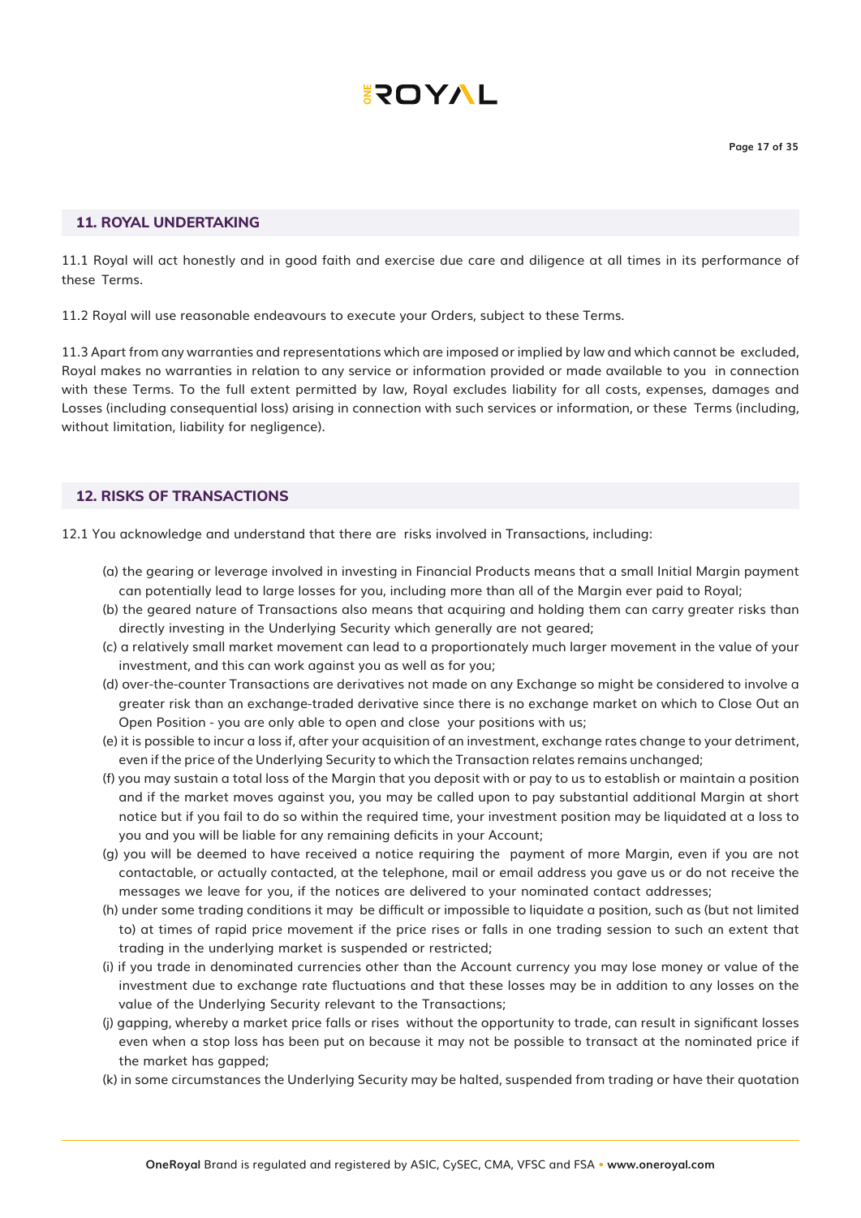## 11. ROYAL UNDERTAKING

11.1 Royal will act honestly and in good faith and exercise due care and diligence at all times in its performance of these Terms.

11.2 Royal will use reasonable endeavours to execute your Orders, subject to these Terms.

11.3 Apart from any warranties and representations which are imposed or implied by law and which cannot be excluded, Royal makes no warranties in relation to any service or information provided or made available to you in connection with these Terms. To the full extent permitted by law, Royal excludes liability for all costs, expenses, damages and Losses (including consequential loss) arising in connection with such services or information, or these Terms (including, without limitation, liability for negligence).

## 12. RISKS OF TRANSACTIONS

12.1 You acknowledge and understand that there are risks involved in Transactions, including:

(a) the gearing or leverage involved in investing in Financial Products means that a small Initial Margin payment can potentially lead to large losses for you, including more than all of the Margin ever paid to Royal;

(b) the geared nature of Transactions also means that acquiring and holding them can carry greater risks than directly investing in the Underlying Security which generally are not geared;

(c) a relatively small market movement can lead to a proportionately much larger movement in the value of your investment, and this can work against you as well as for you;

(d) over-the-counter Transactions are derivatives not made on any Exchange so might be considered to involve a greater risk than an exchange-traded derivative since there is no exchange market on which to Close Out an Open Position - you are only able to open and close your positions with us;

(e) it is possible to incur a loss if, after your acquisition of an investment, exchange rates change to your detriment, even if the price of the Underlying Security to which the Transaction relates remains unchanged;

(f) you may sustain a total loss of the Margin that you deposit with or pay to us to establish or maintain a position and if the market moves against you, you may be called upon to pay substantial additional Margin at short notice but if you fail to do so within the required time, your investment position may be liquidated at a loss to you and you will be liable for any remaining deficits in your Account;

(g) you will be deemed to have received a notice requiring the payment of more Margin, even if you are not contactable, or actually contacted, at the telephone, mail or email address you gave us or do not receive the messages we leave for you, if the notices are delivered to your nominated contact addresses;

(h) under some trading conditions it may be difficult or impossible to liquidate a position, such as (but not limited to) at times of rapid price movement if the price rises or falls in one trading session to such an extent that trading in the underlying market is suspended or restricted;

(i) if you trade in denominated currencies other than the Account currency you may lose money or value of the investment due to exchange rate fluctuations and that these losses may be in addition to any losses on the value of the Underlying Security relevant to the Transactions;

(j) gapping, whereby a market price falls or rises without the opportunity to trade, can result in significant losses even when a stop loss has been put on because it may not be possible to transact at the nominated price if the market has gapped;

(k) in some circumstances the Underlying Security may be halted, suspended from trading or have their quotation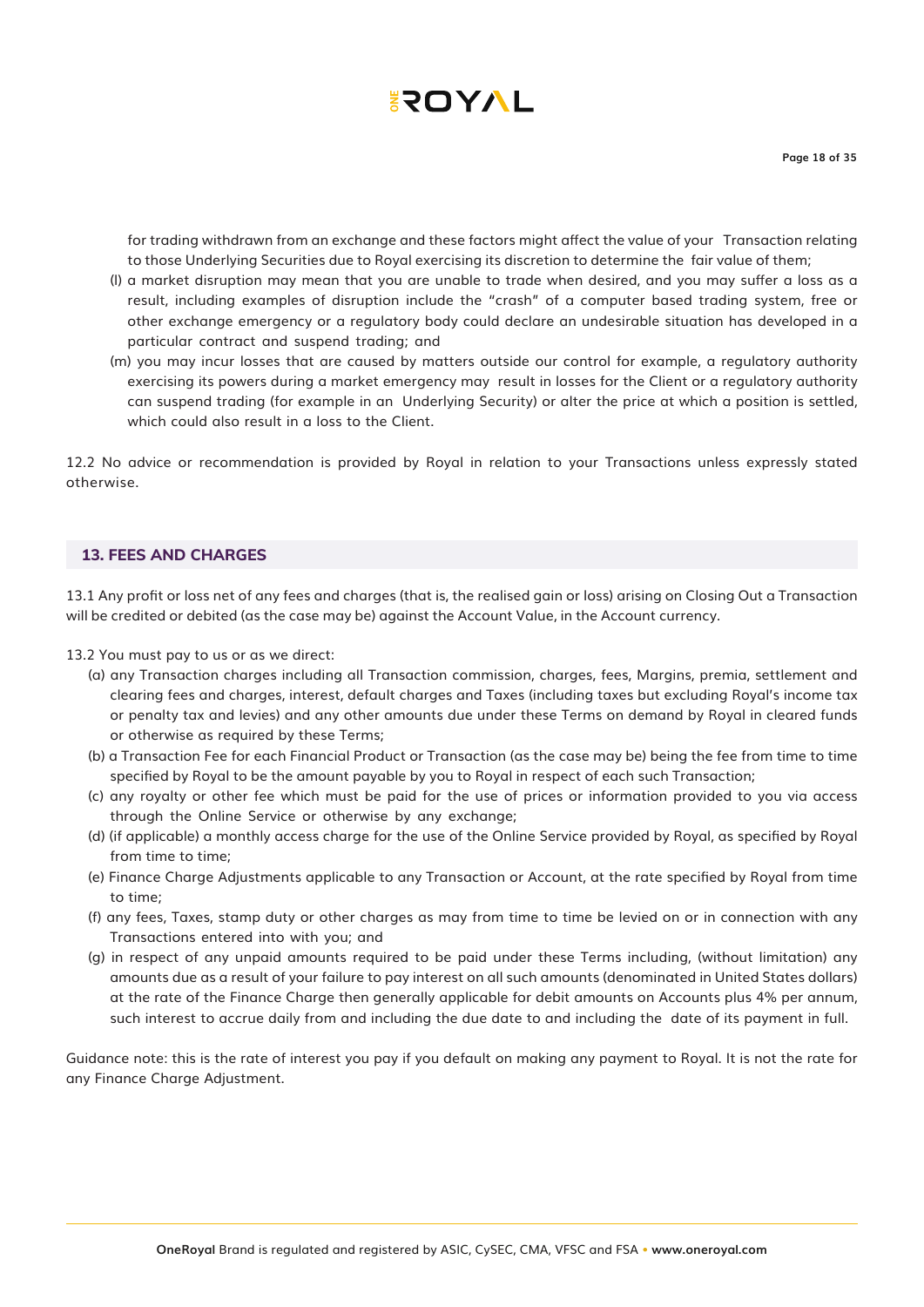for trading withdrawn from an exchange and these factors might affect the value of your Transaction relating to those Underlying Securities due to Royal exercising its discretion to determine the fair value of them;

(l) a market disruption may mean that you are unable to trade when desired, and you may suffer a loss as a result, including examples of disruption include the "crash" of a computer based trading system, free or other exchange emergency or a regulatory body could declare an undesirable situation has developed in a particular contract and suspend trading; and

(m) you may incur losses that are caused by matters outside our control for example, a regulatory authority exercising its powers during a market emergency may result in losses for the Client or a regulatory authority can suspend trading (for example in an Underlying Security) or alter the price at which a position is settled, which could also result in a loss to the Client.

12.2 No advice or recommendation is provided by Royal in relation to your Transactions unless expressly stated otherwise.

## 13. FEES AND CHARGES

13.1 Any profit or loss net of any fees and charges (that is, the realised gain or loss) arising on Closing Out a Transaction will be credited or debited (as the case may be) against the Account Value, in the Account currency.

13.2 You must pay to us or as we direct:

(a) any Transaction charges including all Transaction commission, charges, fees, Margins, premia, settlement and clearing fees and charges, interest, default charges and Taxes (including taxes but excluding Royal's income tax or penalty tax and levies) and any other amounts due under these Terms on demand by Royal in cleared funds or otherwise as required by these Terms;

(b) a Transaction Fee for each Financial Product or Transaction (as the case may be) being the fee from time to time specified by Royal to be the amount payable by you to Royal in respect of each such Transaction;

(c) any royalty or other fee which must be paid for the use of prices or information provided to you via access through the Online Service or otherwise by any exchange;

(d) (if applicable) a monthly access charge for the use of the Online Service provided by Royal, as specified by Royal from time to time;

(e) Finance Charge Adjustments applicable to any Transaction or Account, at the rate specified by Royal from time to time;

(f) any fees, Taxes, stamp duty or other charges as may from time to time be levied on or in connection with any Transactions entered into with you; and

(g) in respect of any unpaid amounts required to be paid under these Terms including, (without limitation) any amounts due as a result of your failure to pay interest on all such amounts (denominated in United States dollars) at the rate of the Finance Charge then generally applicable for debit amounts on Accounts plus 4% per annum, such interest to accrue daily from and including the due date to and including the date of its payment in full.

Guidance note: this is the rate of interest you pay if you default on making any payment to Royal. It is not the rate for any Finance Charge Adjustment.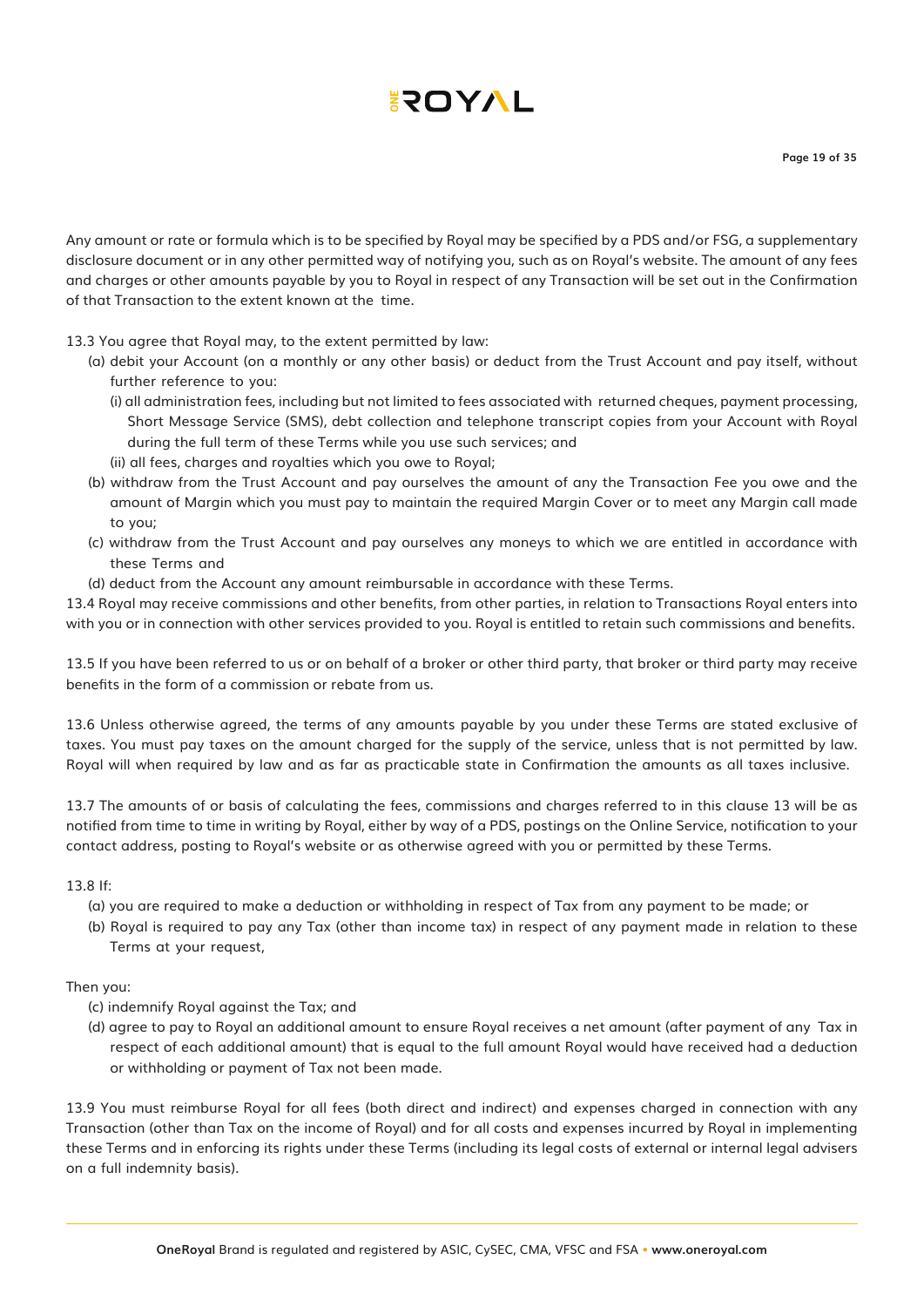Any amount or rate or formula which is to be specified by Royal may be specified by a PDS and/or FSG, a supplementary disclosure document or in any other permitted way of notifying you, such as on Royal's website. The amount of any fees and charges or other amounts payable by you to Royal in respect of any Transaction will be set out in the Confirmation of that Transaction to the extent known at the time.

13.3 You agree that Royal may, to the extent permitted by law:

- (a) debit your Account (on a monthly or any other basis) or deduct from the Trust Account and pay itself, without further reference to you:
  - (i) all administration fees, including but not limited to fees associated with returned cheques, payment processing, Short Message Service (SMS), debt collection and telephone transcript copies from your Account with Royal during the full term of these Terms while you use such services; and
  - (ii) all fees, charges and royalties which you owe to Royal;
- (b) withdraw from the Trust Account and pay ourselves the amount of any the Transaction Fee you owe and the amount of Margin which you must pay to maintain the required Margin Cover or to meet any Margin call made to you;
- (c) withdraw from the Trust Account and pay ourselves any moneys to which we are entitled in accordance with these Terms and
- (d) deduct from the Account any amount reimbursable in accordance with these Terms.

13.4 Royal may receive commissions and other benefits, from other parties, in relation to Transactions Royal enters into with you or in connection with other services provided to you. Royal is entitled to retain such commissions and benefits.

13.5 If you have been referred to us or on behalf of a broker or other third party, that broker or third party may receive benefits in the form of a commission or rebate from us.

13.6 Unless otherwise agreed, the terms of any amounts payable by you under these Terms are stated exclusive of taxes. You must pay taxes on the amount charged for the supply of the service, unless that is not permitted by law. Royal will when required by law and as far as practicable state in Confirmation the amounts as all taxes inclusive.

13.7 The amounts of or basis of calculating the fees, commissions and charges referred to in this clause 13 will be as notified from time to time in writing by Royal, either by way of a PDS, postings on the Online Service, notification to your contact address, posting to Royal's website or as otherwise agreed with you or permitted by these Terms.

13.8 If:

- (a) you are required to make a deduction or withholding in respect of Tax from any payment to be made; or
- (b) Royal is required to pay any Tax (other than income tax) in respect of any payment made in relation to these Terms at your request,

Then you:

- (c) indemnify Royal against the Tax; and
- (d) agree to pay to Royal an additional amount to ensure Royal receives a net amount (after payment of any Tax in respect of each additional amount) that is equal to the full amount Royal would have received had a deduction or withholding or payment of Tax not been made.

13.9 You must reimburse Royal for all fees (both direct and indirect) and expenses charged in connection with any Transaction (other than Tax on the income of Royal) and for all costs and expenses incurred by Royal in implementing these Terms and in enforcing its rights under these Terms (including its legal costs of external or internal legal advisers on a full indemnity basis).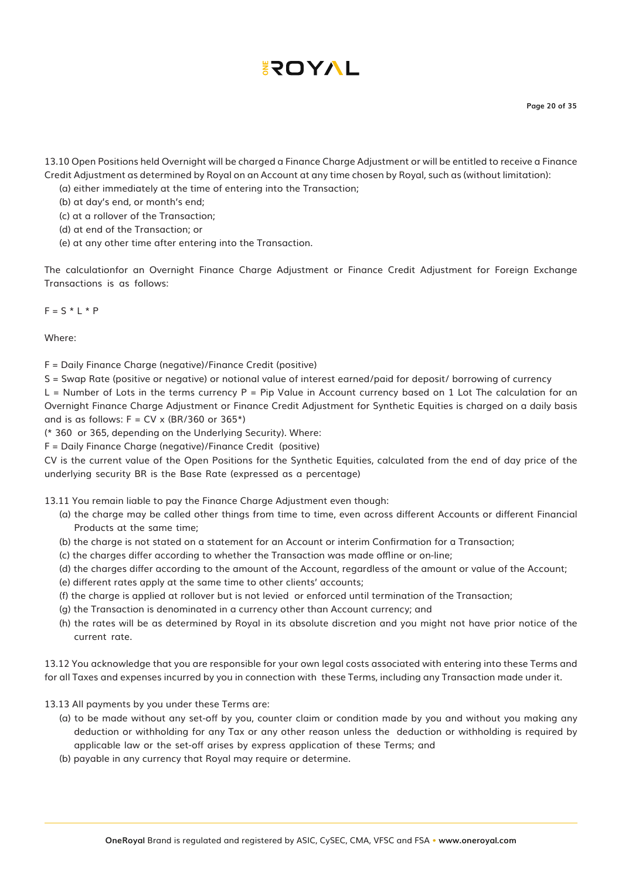13.10 Open Positions held Overnight will be charged a Finance Charge Adjustment or will be entitled to receive a Finance Credit Adjustment as determined by Royal on an Account at any time chosen by Royal, such as (without limitation):

(a) either immediately at the time of entering into the Transaction;
(b) at day's end, or month's end;
(c) at a rollover of the Transaction;
(d) at end of the Transaction; or
(e) at any other time after entering into the Transaction.

The calculationfor an Overnight Finance Charge Adjustment or Finance Credit Adjustment for Foreign Exchange Transactions is as follows:

$F = S * L * P$

Where:

F = Daily Finance Charge (negative)/Finance Credit (positive)

S = Swap Rate (positive or negative) or notional value of interest earned/paid for deposit/ borrowing of currency

L = Number of Lots in the terms currency P = Pip Value in Account currency based on 1 Lot The calculation for an Overnight Finance Charge Adjustment or Finance Credit Adjustment for Synthetic Equities is charged on a daily basis and is as follows: $F = CV \times (BR/360 \text{ or } 365^*)$

(* 360 or 365, depending on the Underlying Security). Where:

F = Daily Finance Charge (negative)/Finance Credit (positive)

CV is the current value of the Open Positions for the Synthetic Equities, calculated from the end of day price of the underlying security BR is the Base Rate (expressed as a percentage)

13.11 You remain liable to pay the Finance Charge Adjustment even though:

(a) the charge may be called other things from time to time, even across different Accounts or different Financial Products at the same time;
(b) the charge is not stated on a statement for an Account or interim Confirmation for a Transaction;
(c) the charges differ according to whether the Transaction was made offline or on-line;
(d) the charges differ according to the amount of the Account, regardless of the amount or value of the Account;
(e) different rates apply at the same time to other clients' accounts;
(f) the charge is applied at rollover but is not levied or enforced until termination of the Transaction;
(g) the Transaction is denominated in a currency other than Account currency; and
(h) the rates will be as determined by Royal in its absolute discretion and you might not have prior notice of the current rate.

13.12 You acknowledge that you are responsible for your own legal costs associated with entering into these Terms and for all Taxes and expenses incurred by you in connection with these Terms, including any Transaction made under it.

13.13 All payments by you under these Terms are:

(a) to be made without any set-off by you, counter claim or condition made by you and without you making any deduction or withholding for any Tax or any other reason unless the deduction or withholding is required by applicable law or the set-off arises by express application of these Terms; and
(b) payable in any currency that Royal may require or determine.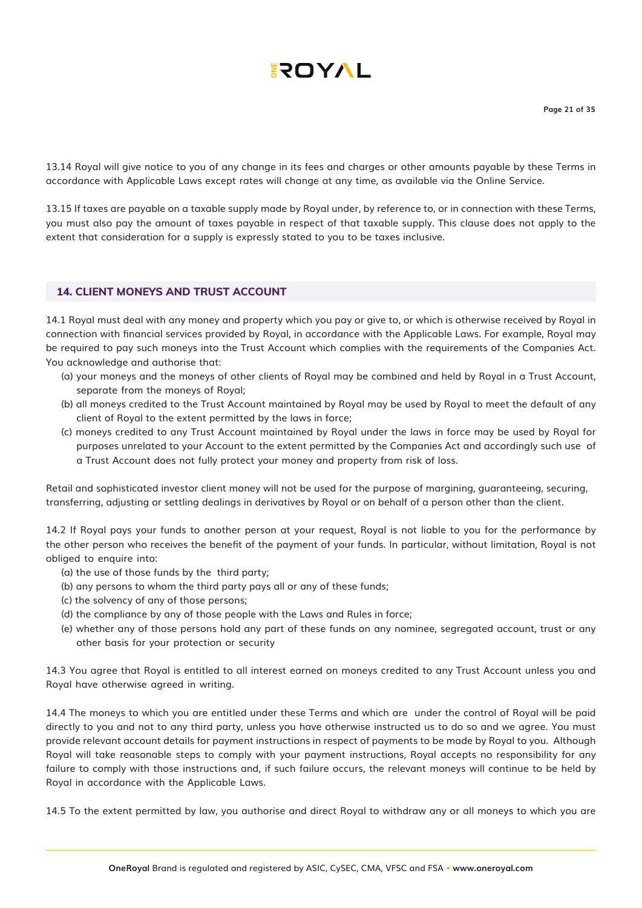13.14 Royal will give notice to you of any change in its fees and charges or other amounts payable by these Terms in accordance with Applicable Laws except rates will change at any time, as available via the Online Service.

13.15 If taxes are payable on a taxable supply made by Royal under, by reference to, or in connection with these Terms, you must also pay the amount of taxes payable in respect of that taxable supply. This clause does not apply to the extent that consideration for a supply is expressly stated to you to be taxes inclusive.

## 14. CLIENT MONEYS AND TRUST ACCOUNT

14.1 Royal must deal with any money and property which you pay or give to, or which is otherwise received by Royal in connection with financial services provided by Royal, in accordance with the Applicable Laws. For example, Royal may be required to pay such moneys into the Trust Account which complies with the requirements of the Companies Act. You acknowledge and authorise that:

(a) your moneys and the moneys of other clients of Royal may be combined and held by Royal in a Trust Account, separate from the moneys of Royal;
(b) all moneys credited to the Trust Account maintained by Royal may be used by Royal to meet the default of any client of Royal to the extent permitted by the laws in force;
(c) moneys credited to any Trust Account maintained by Royal under the laws in force may be used by Royal for purposes unrelated to your Account to the extent permitted by the Companies Act and accordingly such use of a Trust Account does not fully protect your money and property from risk of loss.

Retail and sophisticated investor client money will not be used for the purpose of margining, guaranteeing, securing, transferring, adjusting or settling dealings in derivatives by Royal or on behalf of a person other than the client.

14.2 If Royal pays your funds to another person at your request, Royal is not liable to you for the performance by the other person who receives the benefit of the payment of your funds. In particular, without limitation, Royal is not obliged to enquire into:

(a) the use of those funds by the third party;
(b) any persons to whom the third party pays all or any of these funds;
(c) the solvency of any of those persons;
(d) the compliance by any of those people with the Laws and Rules in force;
(e) whether any of those persons hold any part of these funds on any nominee, segregated account, trust or any other basis for your protection or security

14.3 You agree that Royal is entitled to all interest earned on moneys credited to any Trust Account unless you and Royal have otherwise agreed in writing.

14.4 The moneys to which you are entitled under these Terms and which are under the control of Royal will be paid directly to you and not to any third party, unless you have otherwise instructed us to do so and we agree. You must provide relevant account details for payment instructions in respect of payments to be made by Royal to you. Although Royal will take reasonable steps to comply with your payment instructions, Royal accepts no responsibility for any failure to comply with those instructions and, if such failure occurs, the relevant moneys will continue to be held by Royal in accordance with the Applicable Laws.

14.5 To the extent permitted by law, you authorise and direct Royal to withdraw any or all moneys to which you are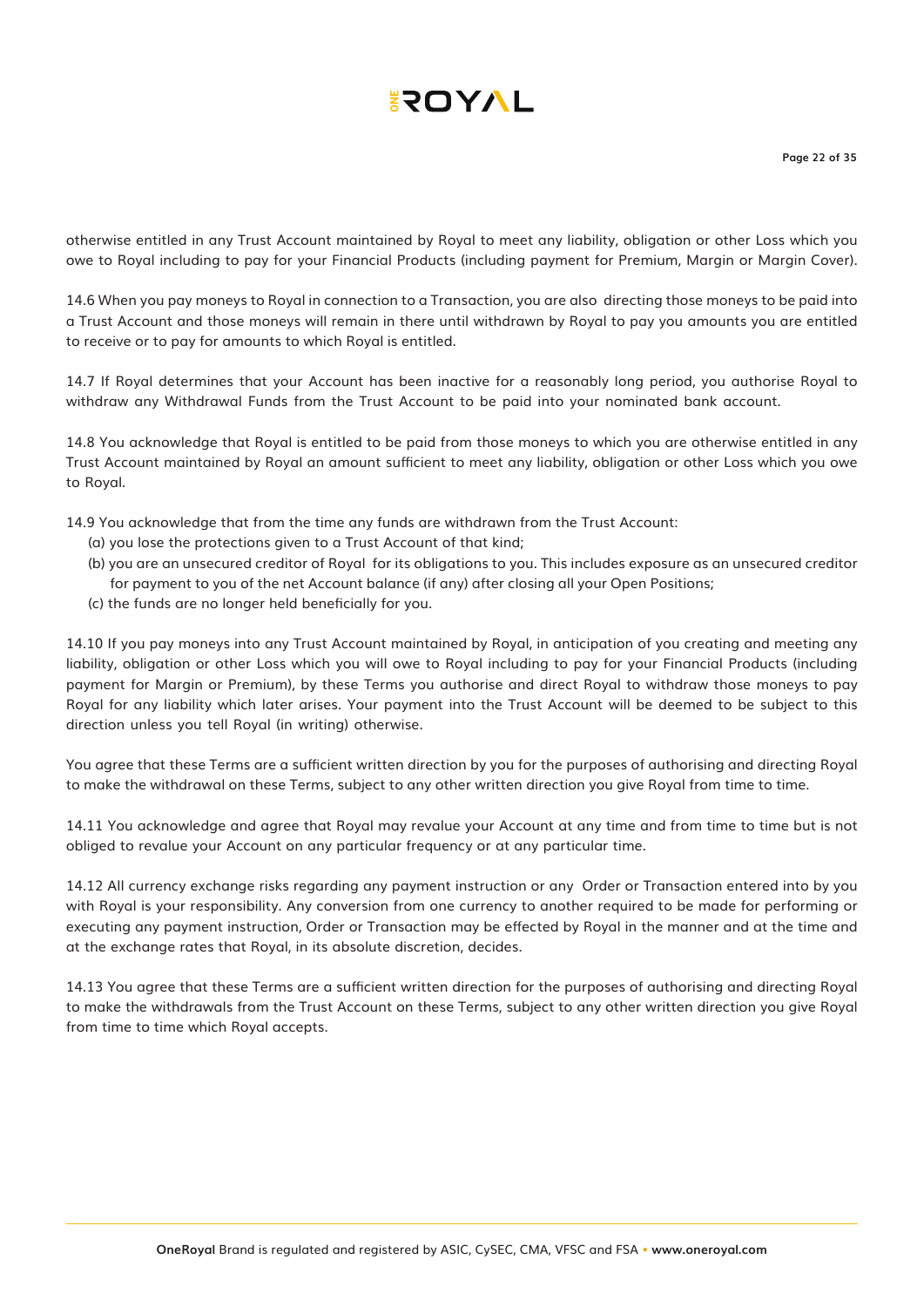otherwise entitled in any Trust Account maintained by Royal to meet any liability, obligation or other Loss which you owe to Royal including to pay for your Financial Products (including payment for Premium, Margin or Margin Cover).

14.6 When you pay moneys to Royal in connection to a Transaction, you are also directing those moneys to be paid into a Trust Account and those moneys will remain in there until withdrawn by Royal to pay you amounts you are entitled to receive or to pay for amounts to which Royal is entitled.

14.7 If Royal determines that your Account has been inactive for a reasonably long period, you authorise Royal to withdraw any Withdrawal Funds from the Trust Account to be paid into your nominated bank account.

14.8 You acknowledge that Royal is entitled to be paid from those moneys to which you are otherwise entitled in any Trust Account maintained by Royal an amount sufficient to meet any liability, obligation or other Loss which you owe to Royal.

14.9 You acknowledge that from the time any funds are withdrawn from the Trust Account:

(a) you lose the protections given to a Trust Account of that kind;

(b) you are an unsecured creditor of Royal for its obligations to you. This includes exposure as an unsecured creditor for payment to you of the net Account balance (if any) after closing all your Open Positions;

(c) the funds are no longer held beneficially for you.

14.10 If you pay moneys into any Trust Account maintained by Royal, in anticipation of you creating and meeting any liability, obligation or other Loss which you will owe to Royal including to pay for your Financial Products (including payment for Margin or Premium), by these Terms you authorise and direct Royal to withdraw those moneys to pay Royal for any liability which later arises. Your payment into the Trust Account will be deemed to be subject to this direction unless you tell Royal (in writing) otherwise.

You agree that these Terms are a sufficient written direction by you for the purposes of authorising and directing Royal to make the withdrawal on these Terms, subject to any other written direction you give Royal from time to time.

14.11 You acknowledge and agree that Royal may revalue your Account at any time and from time to time but is not obliged to revalue your Account on any particular frequency or at any particular time.

14.12 All currency exchange risks regarding any payment instruction or any Order or Transaction entered into by you with Royal is your responsibility. Any conversion from one currency to another required to be made for performing or executing any payment instruction, Order or Transaction may be effected by Royal in the manner and at the time and at the exchange rates that Royal, in its absolute discretion, decides.

14.13 You agree that these Terms are a sufficient written direction for the purposes of authorising and directing Royal to make the withdrawals from the Trust Account on these Terms, subject to any other written direction you give Royal from time to time which Royal accepts.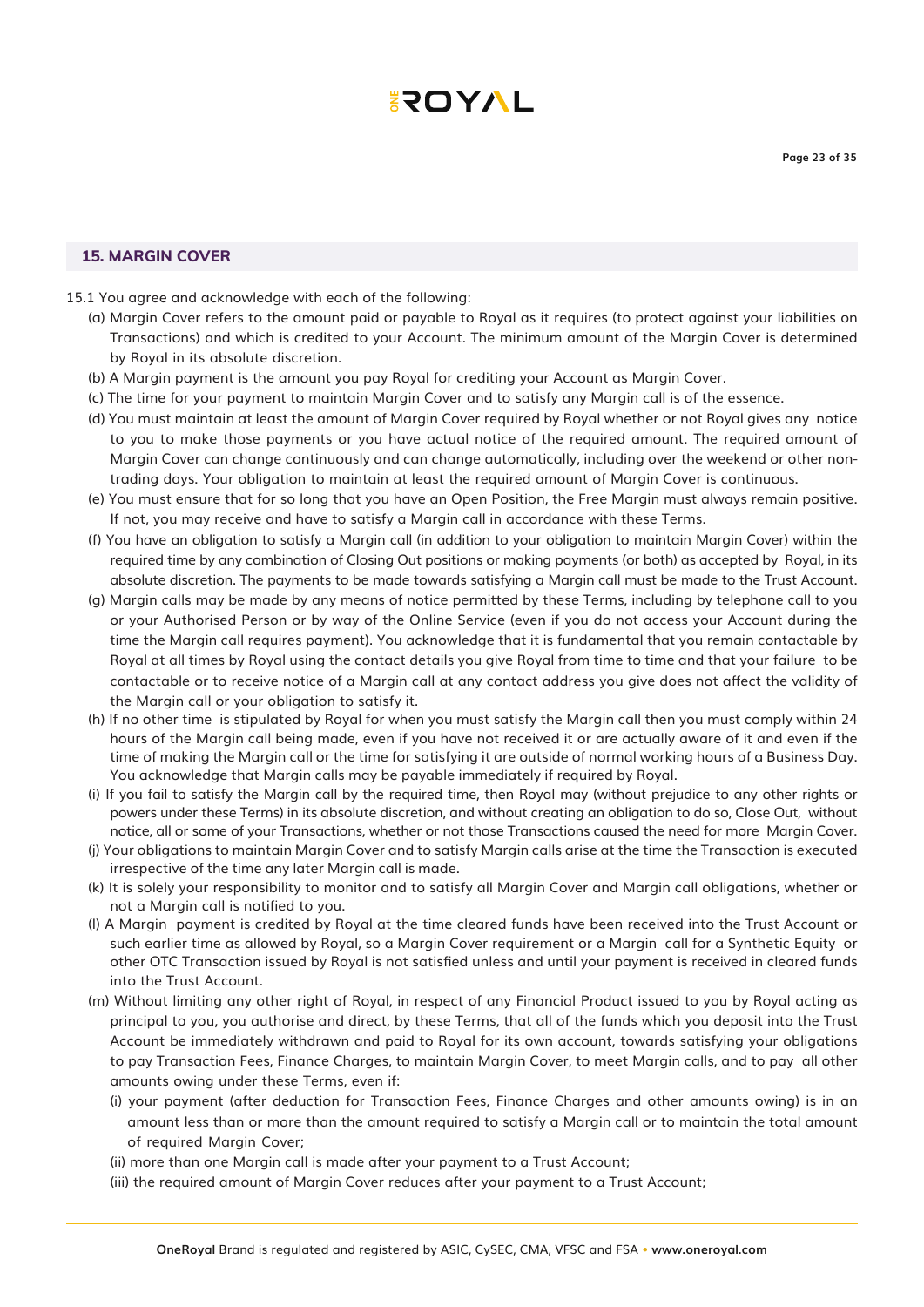## 15. MARGIN COVER

15.1 You agree and acknowledge with each of the following:

(a) Margin Cover refers to the amount paid or payable to Royal as it requires (to protect against your liabilities on Transactions) and which is credited to your Account. The minimum amount of the Margin Cover is determined by Royal in its absolute discretion.

(b) A Margin payment is the amount you pay Royal for crediting your Account as Margin Cover.

(c) The time for your payment to maintain Margin Cover and to satisfy any Margin call is of the essence.

(d) You must maintain at least the amount of Margin Cover required by Royal whether or not Royal gives any notice to you to make those payments or you have actual notice of the required amount. The required amount of Margin Cover can change continuously and can change automatically, including over the weekend or other non-trading days. Your obligation to maintain at least the required amount of Margin Cover is continuous.

(e) You must ensure that for so long that you have an Open Position, the Free Margin must always remain positive. If not, you may receive and have to satisfy a Margin call in accordance with these Terms.

(f) You have an obligation to satisfy a Margin call (in addition to your obligation to maintain Margin Cover) within the required time by any combination of Closing Out positions or making payments (or both) as accepted by Royal, in its absolute discretion. The payments to be made towards satisfying a Margin call must be made to the Trust Account.

(g) Margin calls may be made by any means of notice permitted by these Terms, including by telephone call to you or your Authorised Person or by way of the Online Service (even if you do not access your Account during the time the Margin call requires payment). You acknowledge that it is fundamental that you remain contactable by Royal at all times by Royal using the contact details you give Royal from time to time and that your failure to be contactable or to receive notice of a Margin call at any contact address you give does not affect the validity of the Margin call or your obligation to satisfy it.

(h) If no other time is stipulated by Royal for when you must satisfy the Margin call then you must comply within 24 hours of the Margin call being made, even if you have not received it or are actually aware of it and even if the time of making the Margin call or the time for satisfying it are outside of normal working hours of a Business Day. You acknowledge that Margin calls may be payable immediately if required by Royal.

(i) If you fail to satisfy the Margin call by the required time, then Royal may (without prejudice to any other rights or powers under these Terms) in its absolute discretion, and without creating an obligation to do so, Close Out, without notice, all or some of your Transactions, whether or not those Transactions caused the need for more Margin Cover.

(j) Your obligations to maintain Margin Cover and to satisfy Margin calls arise at the time the Transaction is executed irrespective of the time any later Margin call is made.

(k) It is solely your responsibility to monitor and to satisfy all Margin Cover and Margin call obligations, whether or not a Margin call is notified to you.

(l) A Margin payment is credited by Royal at the time cleared funds have been received into the Trust Account or such earlier time as allowed by Royal, so a Margin Cover requirement or a Margin call for a Synthetic Equity or other OTC Transaction issued by Royal is not satisfied unless and until your payment is received in cleared funds into the Trust Account.

(m) Without limiting any other right of Royal, in respect of any Financial Product issued to you by Royal acting as principal to you, you authorise and direct, by these Terms, that all of the funds which you deposit into the Trust Account be immediately withdrawn and paid to Royal for its own account, towards satisfying your obligations to pay Transaction Fees, Finance Charges, to maintain Margin Cover, to meet Margin calls, and to pay all other amounts owing under these Terms, even if:

(i) your payment (after deduction for Transaction Fees, Finance Charges and other amounts owing) is in an amount less than or more than the amount required to satisfy a Margin call or to maintain the total amount of required Margin Cover;

(ii) more than one Margin call is made after your payment to a Trust Account;

(iii) the required amount of Margin Cover reduces after your payment to a Trust Account;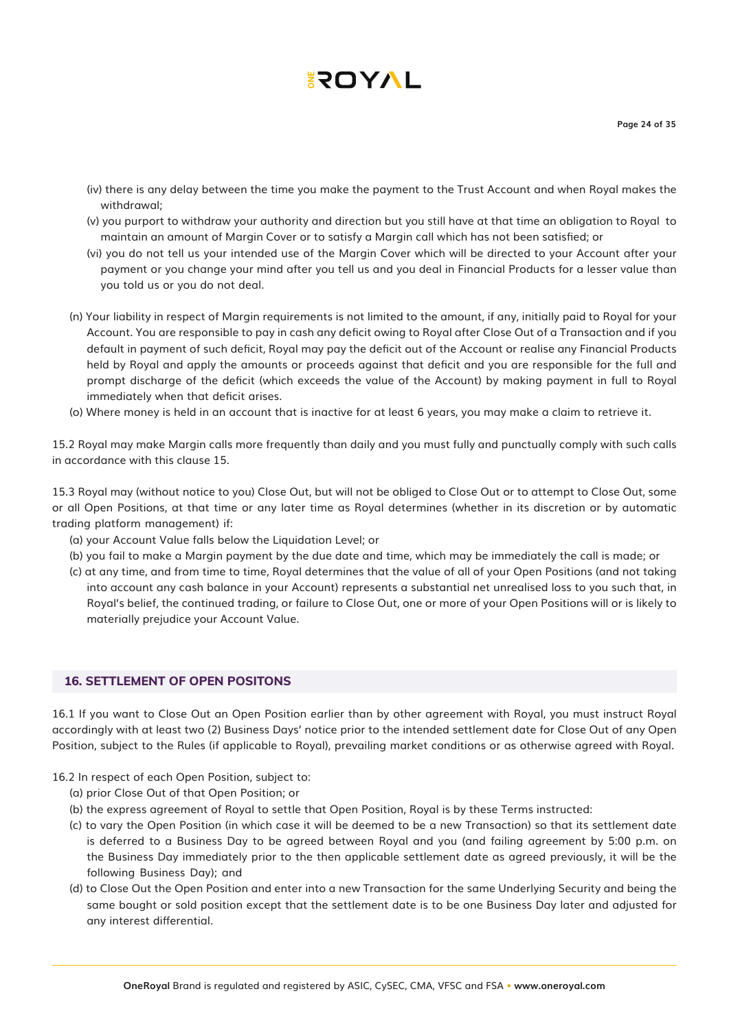(iv) there is any delay between the time you make the payment to the Trust Account and when Royal makes the withdrawal;

(v) you purport to withdraw your authority and direction but you still have at that time an obligation to Royal to maintain an amount of Margin Cover or to satisfy a Margin call which has not been satisfied; or

(vi) you do not tell us your intended use of the Margin Cover which will be directed to your Account after your payment or you change your mind after you tell us and you deal in Financial Products for a lesser value than you told us or you do not deal.

(n) Your liability in respect of Margin requirements is not limited to the amount, if any, initially paid to Royal for your Account. You are responsible to pay in cash any deficit owing to Royal after Close Out of a Transaction and if you default in payment of such deficit, Royal may pay the deficit out of the Account or realise any Financial Products held by Royal and apply the amounts or proceeds against that deficit and you are responsible for the full and prompt discharge of the deficit (which exceeds the value of the Account) by making payment in full to Royal immediately when that deficit arises.

(o) Where money is held in an account that is inactive for at least 6 years, you may make a claim to retrieve it.

15.2 Royal may make Margin calls more frequently than daily and you must fully and punctually comply with such calls in accordance with this clause 15.

15.3 Royal may (without notice to you) Close Out, but will not be obliged to Close Out or to attempt to Close Out, some or all Open Positions, at that time or any later time as Royal determines (whether in its discretion or by automatic trading platform management) if:

(a) your Account Value falls below the Liquidation Level; or

(b) you fail to make a Margin payment by the due date and time, which may be immediately the call is made; or

(c) at any time, and from time to time, Royal determines that the value of all of your Open Positions (and not taking into account any cash balance in your Account) represents a substantial net unrealised loss to you such that, in Royal's belief, the continued trading, or failure to Close Out, one or more of your Open Positions will or is likely to materially prejudice your Account Value.

## 16. SETTLEMENT OF OPEN POSITONS

16.1 If you want to Close Out an Open Position earlier than by other agreement with Royal, you must instruct Royal accordingly with at least two (2) Business Days' notice prior to the intended settlement date for Close Out of any Open Position, subject to the Rules (if applicable to Royal), prevailing market conditions or as otherwise agreed with Royal.

16.2 In respect of each Open Position, subject to:

(a) prior Close Out of that Open Position; or

(b) the express agreement of Royal to settle that Open Position, Royal is by these Terms instructed:

(c) to vary the Open Position (in which case it will be deemed to be a new Transaction) so that its settlement date is deferred to a Business Day to be agreed between Royal and you (and failing agreement by 5:00 p.m. on the Business Day immediately prior to the then applicable settlement date as agreed previously, it will be the following Business Day); and

(d) to Close Out the Open Position and enter into a new Transaction for the same Underlying Security and being the same bought or sold position except that the settlement date is to be one Business Day later and adjusted for any interest differential.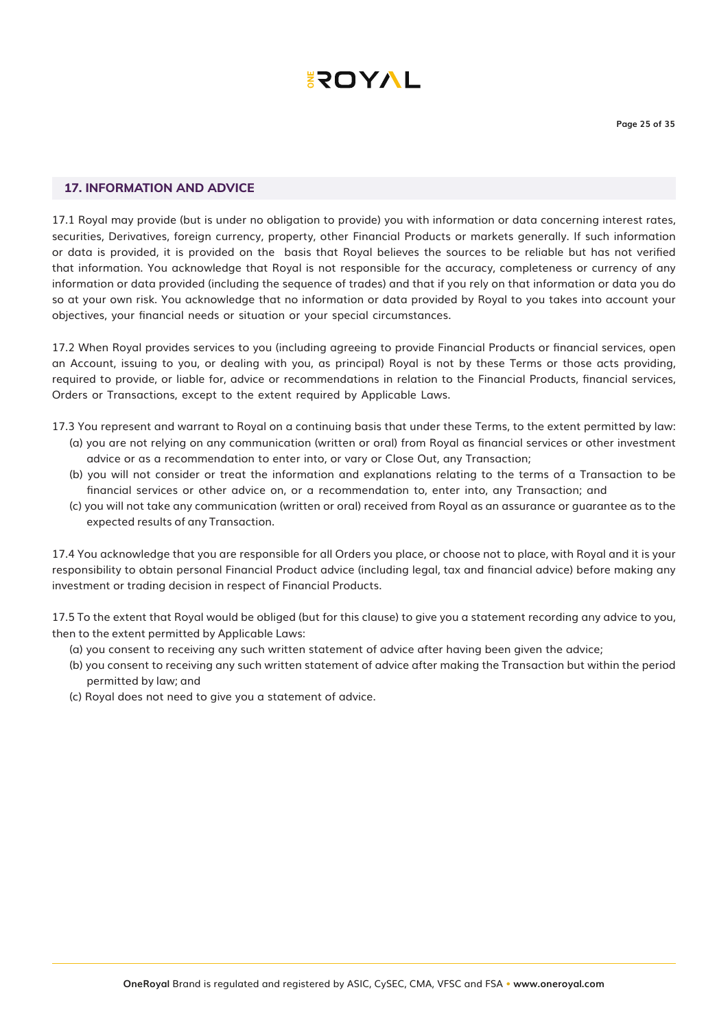## 17. INFORMATION AND ADVICE

17.1 Royal may provide (but is under no obligation to provide) you with information or data concerning interest rates, securities, Derivatives, foreign currency, property, other Financial Products or markets generally. If such information or data is provided, it is provided on the basis that Royal believes the sources to be reliable but has not verified that information. You acknowledge that Royal is not responsible for the accuracy, completeness or currency of any information or data provided (including the sequence of trades) and that if you rely on that information or data you do so at your own risk. You acknowledge that no information or data provided by Royal to you takes into account your objectives, your financial needs or situation or your special circumstances.

17.2 When Royal provides services to you (including agreeing to provide Financial Products or financial services, open an Account, issuing to you, or dealing with you, as principal) Royal is not by these Terms or those acts providing, required to provide, or liable for, advice or recommendations in relation to the Financial Products, financial services, Orders or Transactions, except to the extent required by Applicable Laws.

17.3 You represent and warrant to Royal on a continuing basis that under these Terms, to the extent permitted by law:

(a) you are not relying on any communication (written or oral) from Royal as financial services or other investment advice or as a recommendation to enter into, or vary or Close Out, any Transaction;

(b) you will not consider or treat the information and explanations relating to the terms of a Transaction to be financial services or other advice on, or a recommendation to, enter into, any Transaction; and

(c) you will not take any communication (written or oral) received from Royal as an assurance or guarantee as to the expected results of any Transaction.

17.4 You acknowledge that you are responsible for all Orders you place, or choose not to place, with Royal and it is your responsibility to obtain personal Financial Product advice (including legal, tax and financial advice) before making any investment or trading decision in respect of Financial Products.

17.5 To the extent that Royal would be obliged (but for this clause) to give you a statement recording any advice to you, then to the extent permitted by Applicable Laws:

(a) you consent to receiving any such written statement of advice after having been given the advice;

(b) you consent to receiving any such written statement of advice after making the Transaction but within the period permitted by law; and

(c) Royal does not need to give you a statement of advice.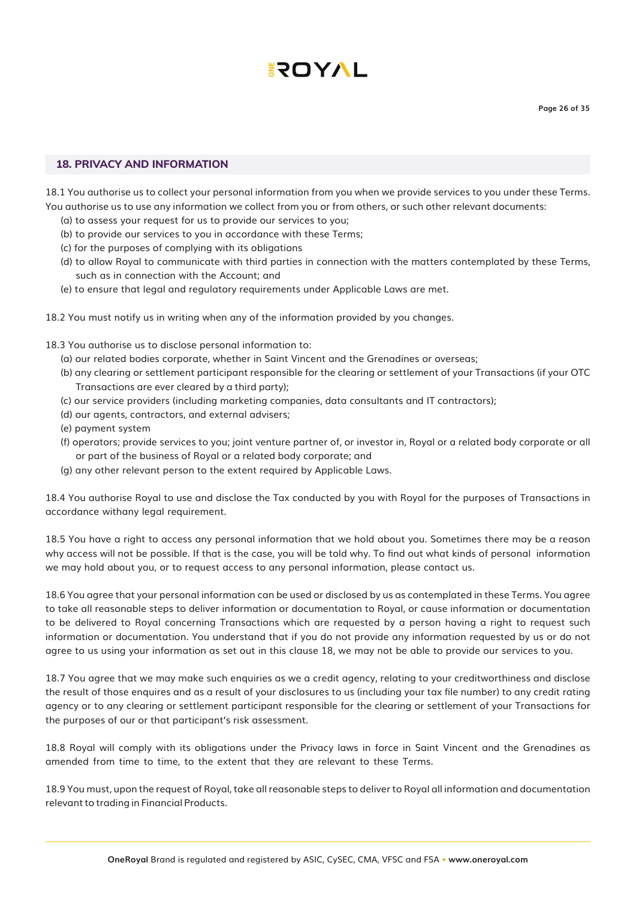## 18. PRIVACY AND INFORMATION

18.1 You authorise us to collect your personal information from you when we provide services to you under these Terms. You authorise us to use any information we collect from you or from others, or such other relevant documents:

(a) to assess your request for us to provide our services to you;
(b) to provide our services to you in accordance with these Terms;
(c) for the purposes of complying with its obligations
(d) to allow Royal to communicate with third parties in connection with the matters contemplated by these Terms, such as in connection with the Account; and
(e) to ensure that legal and regulatory requirements under Applicable Laws are met.

18.2 You must notify us in writing when any of the information provided by you changes.

18.3 You authorise us to disclose personal information to:

(a) our related bodies corporate, whether in Saint Vincent and the Grenadines or overseas;
(b) any clearing or settlement participant responsible for the clearing or settlement of your Transactions (if your OTC Transactions are ever cleared by a third party);
(c) our service providers (including marketing companies, data consultants and IT contractors);
(d) our agents, contractors, and external advisers;
(e) payment system
(f) operators; provide services to you; joint venture partner of, or investor in, Royal or a related body corporate or all or part of the business of Royal or a related body corporate; and
(g) any other relevant person to the extent required by Applicable Laws.

18.4 You authorise Royal to use and disclose the Tax conducted by you with Royal for the purposes of Transactions in accordance withany legal requirement.

18.5 You have a right to access any personal information that we hold about you. Sometimes there may be a reason why access will not be possible. If that is the case, you will be told why. To find out what kinds of personal information we may hold about you, or to request access to any personal information, please contact us.

18.6 You agree that your personal information can be used or disclosed by us as contemplated in these Terms. You agree to take all reasonable steps to deliver information or documentation to Royal, or cause information or documentation to be delivered to Royal concerning Transactions which are requested by a person having a right to request such information or documentation. You understand that if you do not provide any information requested by us or do not agree to us using your information as set out in this clause 18, we may not be able to provide our services to you.

18.7 You agree that we may make such enquiries as we a credit agency, relating to your creditworthiness and disclose the result of those enquires and as a result of your disclosures to us (including your tax file number) to any credit rating agency or to any clearing or settlement participant responsible for the clearing or settlement of your Transactions for the purposes of our or that participant's risk assessment.

18.8 Royal will comply with its obligations under the Privacy laws in force in Saint Vincent and the Grenadines as amended from time to time, to the extent that they are relevant to these Terms.

18.9 You must, upon the request of Royal, take all reasonable steps to deliver to Royal all information and documentation relevant to trading in Financial Products.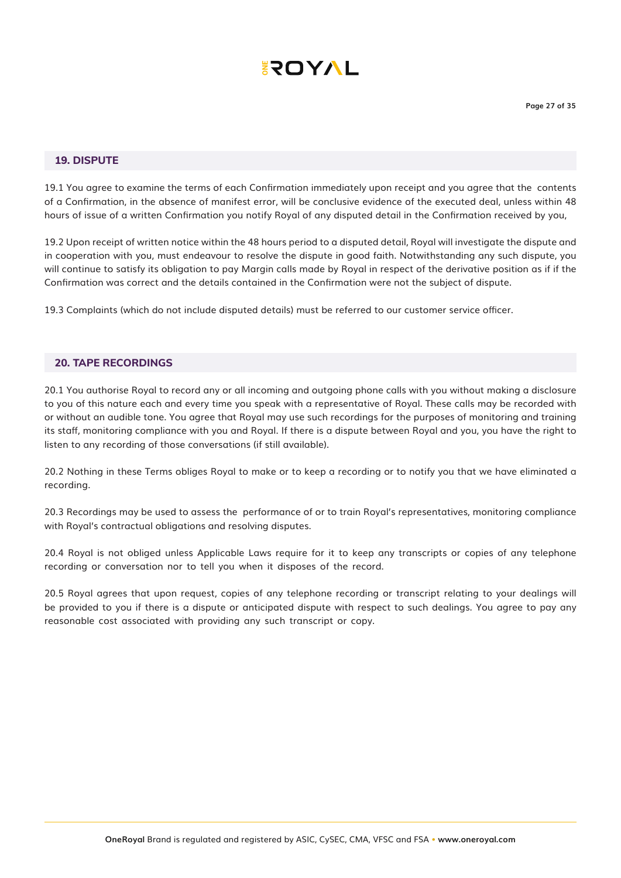## 19. DISPUTE

19.1 You agree to examine the terms of each Confirmation immediately upon receipt and you agree that the contents of a Confirmation, in the absence of manifest error, will be conclusive evidence of the executed deal, unless within 48 hours of issue of a written Confirmation you notify Royal of any disputed detail in the Confirmation received by you,

19.2 Upon receipt of written notice within the 48 hours period to a disputed detail, Royal will investigate the dispute and in cooperation with you, must endeavour to resolve the dispute in good faith. Notwithstanding any such dispute, you will continue to satisfy its obligation to pay Margin calls made by Royal in respect of the derivative position as if if the Confirmation was correct and the details contained in the Confirmation were not the subject of dispute.

19.3 Complaints (which do not include disputed details) must be referred to our customer service officer.

## 20. TAPE RECORDINGS

20.1 You authorise Royal to record any or all incoming and outgoing phone calls with you without making a disclosure to you of this nature each and every time you speak with a representative of Royal. These calls may be recorded with or without an audible tone. You agree that Royal may use such recordings for the purposes of monitoring and training its staff, monitoring compliance with you and Royal. If there is a dispute between Royal and you, you have the right to listen to any recording of those conversations (if still available).

20.2 Nothing in these Terms obliges Royal to make or to keep a recording or to notify you that we have eliminated a recording.

20.3 Recordings may be used to assess the performance of or to train Royal's representatives, monitoring compliance with Royal's contractual obligations and resolving disputes.

20.4 Royal is not obliged unless Applicable Laws require for it to keep any transcripts or copies of any telephone recording or conversation nor to tell you when it disposes of the record.

20.5 Royal agrees that upon request, copies of any telephone recording or transcript relating to your dealings will be provided to you if there is a dispute or anticipated dispute with respect to such dealings. You agree to pay any reasonable cost associated with providing any such transcript or copy.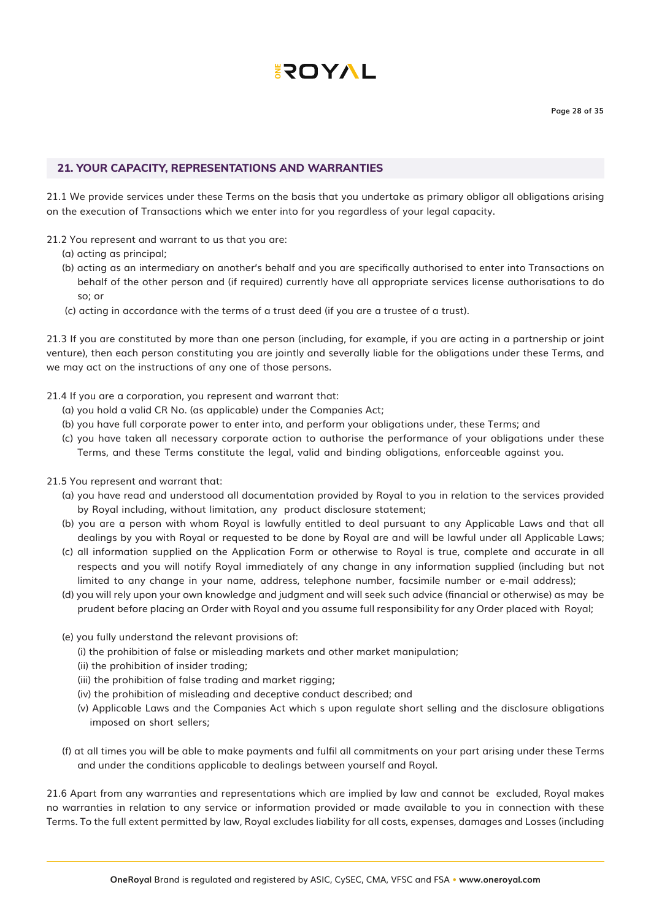## 21. YOUR CAPACITY, REPRESENTATIONS AND WARRANTIES

21.1 We provide services under these Terms on the basis that you undertake as primary obligor all obligations arising on the execution of Transactions which we enter into for you regardless of your legal capacity.

21.2 You represent and warrant to us that you are:

(a) acting as principal;

(b) acting as an intermediary on another's behalf and you are specifically authorised to enter into Transactions on behalf of the other person and (if required) currently have all appropriate services license authorisations to do so; or

(c) acting in accordance with the terms of a trust deed (if you are a trustee of a trust).

21.3 If you are constituted by more than one person (including, for example, if you are acting in a partnership or joint venture), then each person constituting you are jointly and severally liable for the obligations under these Terms, and we may act on the instructions of any one of those persons.

21.4 If you are a corporation, you represent and warrant that:

(a) you hold a valid CR No. (as applicable) under the Companies Act;

(b) you have full corporate power to enter into, and perform your obligations under, these Terms; and

(c) you have taken all necessary corporate action to authorise the performance of your obligations under these Terms, and these Terms constitute the legal, valid and binding obligations, enforceable against you.

21.5 You represent and warrant that:

(a) you have read and understood all documentation provided by Royal to you in relation to the services provided by Royal including, without limitation, any product disclosure statement;

(b) you are a person with whom Royal is lawfully entitled to deal pursuant to any Applicable Laws and that all dealings by you with Royal or requested to be done by Royal are and will be lawful under all Applicable Laws;

(c) all information supplied on the Application Form or otherwise to Royal is true, complete and accurate in all respects and you will notify Royal immediately of any change in any information supplied (including but not limited to any change in your name, address, telephone number, facsimile number or e-mail address);

(d) you will rely upon your own knowledge and judgment and will seek such advice (financial or otherwise) as may be prudent before placing an Order with Royal and you assume full responsibility for any Order placed with Royal;

(e) you fully understand the relevant provisions of:

(i) the prohibition of false or misleading markets and other market manipulation;

(ii) the prohibition of insider trading;

(iii) the prohibition of false trading and market rigging;

(iv) the prohibition of misleading and deceptive conduct described; and

(v) Applicable Laws and the Companies Act which s upon regulate short selling and the disclosure obligations imposed on short sellers;

(f) at all times you will be able to make payments and fulfil all commitments on your part arising under these Terms and under the conditions applicable to dealings between yourself and Royal.

21.6 Apart from any warranties and representations which are implied by law and cannot be excluded, Royal makes no warranties in relation to any service or information provided or made available to you in connection with these Terms. To the full extent permitted by law, Royal excludes liability for all costs, expenses, damages and Losses (including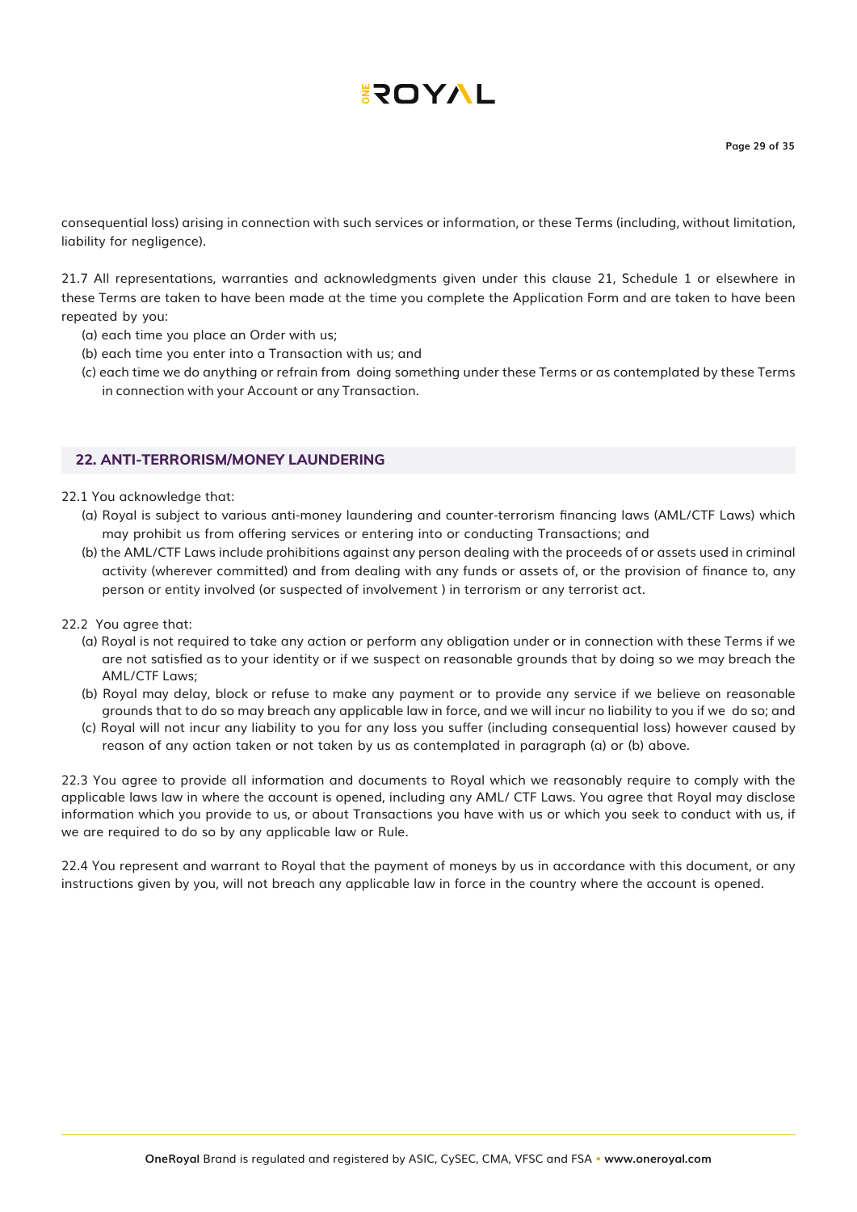consequential loss) arising in connection with such services or information, or these Terms (including, without limitation, liability for negligence).

21.7 All representations, warranties and acknowledgments given under this clause 21, Schedule 1 or elsewhere in these Terms are taken to have been made at the time you complete the Application Form and are taken to have been repeated by you:

(a) each time you place an Order with us;
(b) each time you enter into a Transaction with us; and
(c) each time we do anything or refrain from doing something under these Terms or as contemplated by these Terms in connection with your Account or any Transaction.

## 22. ANTI-TERRORISM/MONEY LAUNDERING

22.1 You acknowledge that:

(a) Royal is subject to various anti-money laundering and counter-terrorism financing laws (AML/CTF Laws) which may prohibit us from offering services or entering into or conducting Transactions; and
(b) the AML/CTF Laws include prohibitions against any person dealing with the proceeds of or assets used in criminal activity (wherever committed) and from dealing with any funds or assets of, or the provision of finance to, any person or entity involved (or suspected of involvement ) in terrorism or any terrorist act.

22.2 You agree that:

(a) Royal is not required to take any action or perform any obligation under or in connection with these Terms if we are not satisfied as to your identity or if we suspect on reasonable grounds that by doing so we may breach the AML/CTF Laws;
(b) Royal may delay, block or refuse to make any payment or to provide any service if we believe on reasonable grounds that to do so may breach any applicable law in force, and we will incur no liability to you if we do so; and
(c) Royal will not incur any liability to you for any loss you suffer (including consequential loss) however caused by reason of any action taken or not taken by us as contemplated in paragraph (a) or (b) above.

22.3 You agree to provide all information and documents to Royal which we reasonably require to comply with the applicable laws law in where the account is opened, including any AML/ CTF Laws. You agree that Royal may disclose information which you provide to us, or about Transactions you have with us or which you seek to conduct with us, if we are required to do so by any applicable law or Rule.

22.4 You represent and warrant to Royal that the payment of moneys by us in accordance with this document, or any instructions given by you, will not breach any applicable law in force in the country where the account is opened.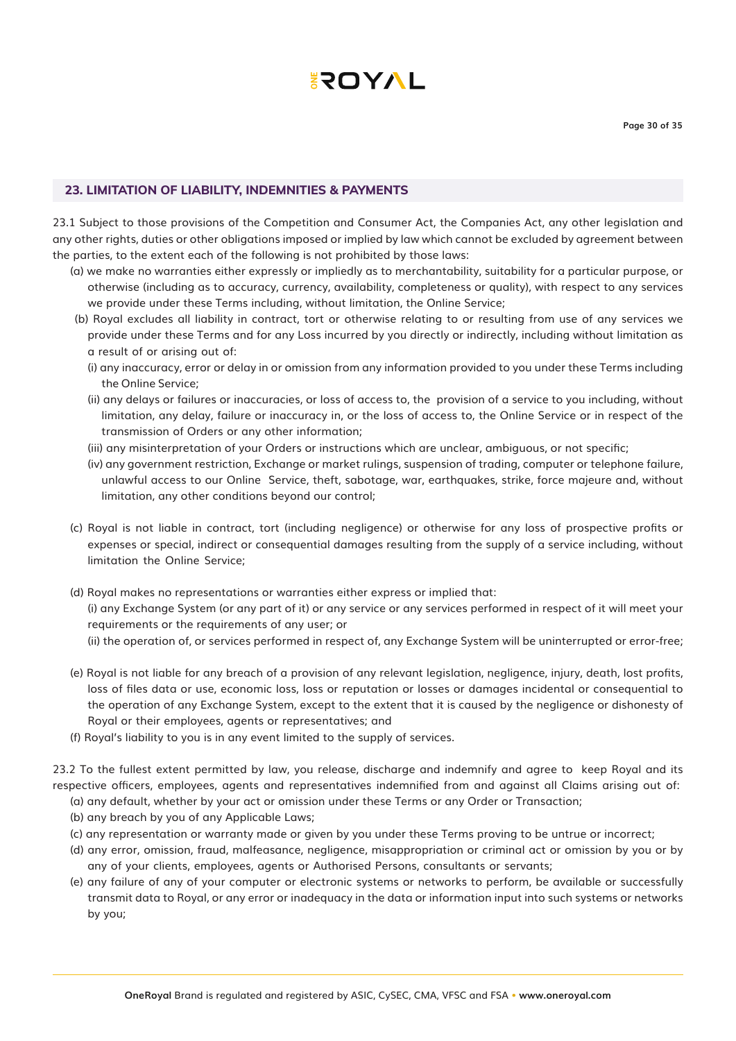## 23. LIMITATION OF LIABILITY, INDEMNITIES & PAYMENTS

23.1 Subject to those provisions of the Competition and Consumer Act, the Companies Act, any other legislation and any other rights, duties or other obligations imposed or implied by law which cannot be excluded by agreement between the parties, to the extent each of the following is not prohibited by those laws:

(a) we make no warranties either expressly or impliedly as to merchantability, suitability for a particular purpose, or otherwise (including as to accuracy, currency, availability, completeness or quality), with respect to any services we provide under these Terms including, without limitation, the Online Service;

(b) Royal excludes all liability in contract, tort or otherwise relating to or resulting from use of any services we provide under these Terms and for any Loss incurred by you directly or indirectly, including without limitation as a result of or arising out of:

(i) any inaccuracy, error or delay in or omission from any information provided to you under these Terms including the Online Service;

(ii) any delays or failures or inaccuracies, or loss of access to, the provision of a service to you including, without limitation, any delay, failure or inaccuracy in, or the loss of access to, the Online Service or in respect of the transmission of Orders or any other information;

(iii) any misinterpretation of your Orders or instructions which are unclear, ambiguous, or not specific;

(iv) any government restriction, Exchange or market rulings, suspension of trading, computer or telephone failure, unlawful access to our Online Service, theft, sabotage, war, earthquakes, strike, force majeure and, without limitation, any other conditions beyond our control;

(c) Royal is not liable in contract, tort (including negligence) or otherwise for any loss of prospective profits or expenses or special, indirect or consequential damages resulting from the supply of a service including, without limitation the Online Service;

(d) Royal makes no representations or warranties either express or implied that:

(i) any Exchange System (or any part of it) or any service or any services performed in respect of it will meet your requirements or the requirements of any user; or

(ii) the operation of, or services performed in respect of, any Exchange System will be uninterrupted or error-free;

(e) Royal is not liable for any breach of a provision of any relevant legislation, negligence, injury, death, lost profits, loss of files data or use, economic loss, loss or reputation or losses or damages incidental or consequential to the operation of any Exchange System, except to the extent that it is caused by the negligence or dishonesty of Royal or their employees, agents or representatives; and

(f) Royal's liability to you is in any event limited to the supply of services.

23.2 To the fullest extent permitted by law, you release, discharge and indemnify and agree to keep Royal and its respective officers, employees, agents and representatives indemnified from and against all Claims arising out of:

(a) any default, whether by your act or omission under these Terms or any Order or Transaction;

(b) any breach by you of any Applicable Laws;

(c) any representation or warranty made or given by you under these Terms proving to be untrue or incorrect;

(d) any error, omission, fraud, malfeasance, negligence, misappropriation or criminal act or omission by you or by any of your clients, employees, agents or Authorised Persons, consultants or servants;

(e) any failure of any of your computer or electronic systems or networks to perform, be available or successfully transmit data to Royal, or any error or inadequacy in the data or information input into such systems or networks by you;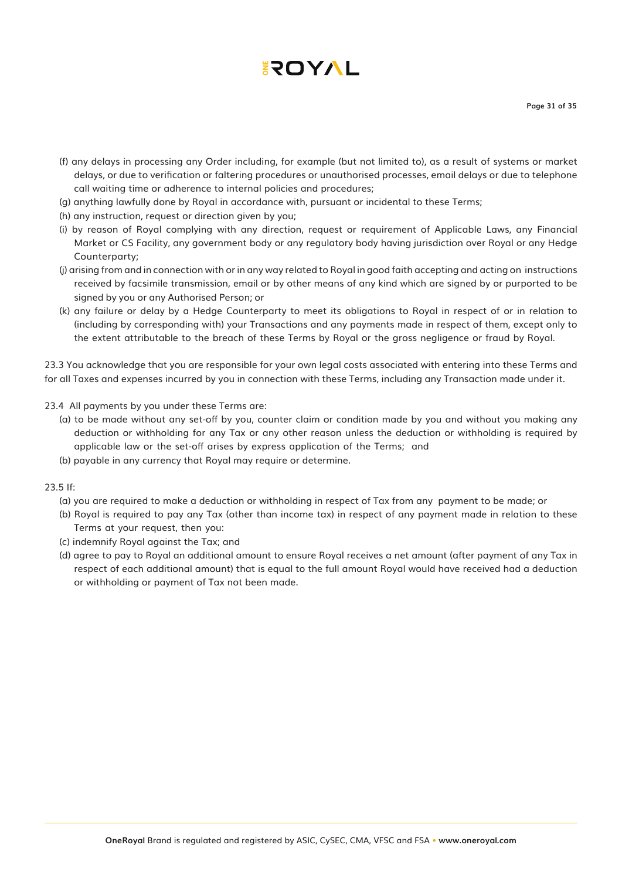(f) any delays in processing any Order including, for example (but not limited to), as a result of systems or market delays, or due to verification or faltering procedures or unauthorised processes, email delays or due to telephone call waiting time or adherence to internal policies and procedures;

(g) anything lawfully done by Royal in accordance with, pursuant or incidental to these Terms;

(h) any instruction, request or direction given by you;

(i) by reason of Royal complying with any direction, request or requirement of Applicable Laws, any Financial Market or CS Facility, any government body or any regulatory body having jurisdiction over Royal or any Hedge Counterparty;

(j) arising from and in connection with or in any way related to Royal in good faith accepting and acting on instructions received by facsimile transmission, email or by other means of any kind which are signed by or purported to be signed by you or any Authorised Person; or

(k) any failure or delay by a Hedge Counterparty to meet its obligations to Royal in respect of or in relation to (including by corresponding with) your Transactions and any payments made in respect of them, except only to the extent attributable to the breach of these Terms by Royal or the gross negligence or fraud by Royal.

23.3 You acknowledge that you are responsible for your own legal costs associated with entering into these Terms and for all Taxes and expenses incurred by you in connection with these Terms, including any Transaction made under it.

23.4 All payments by you under these Terms are:

(a) to be made without any set-off by you, counter claim or condition made by you and without you making any deduction or withholding for any Tax or any other reason unless the deduction or withholding is required by applicable law or the set-off arises by express application of the Terms; and

(b) payable in any currency that Royal may require or determine.

23.5 If:

(a) you are required to make a deduction or withholding in respect of Tax from any payment to be made; or

(b) Royal is required to pay any Tax (other than income tax) in respect of any payment made in relation to these Terms at your request, then you:

(c) indemnify Royal against the Tax; and

(d) agree to pay to Royal an additional amount to ensure Royal receives a net amount (after payment of any Tax in respect of each additional amount) that is equal to the full amount Royal would have received had a deduction or withholding or payment of Tax not been made.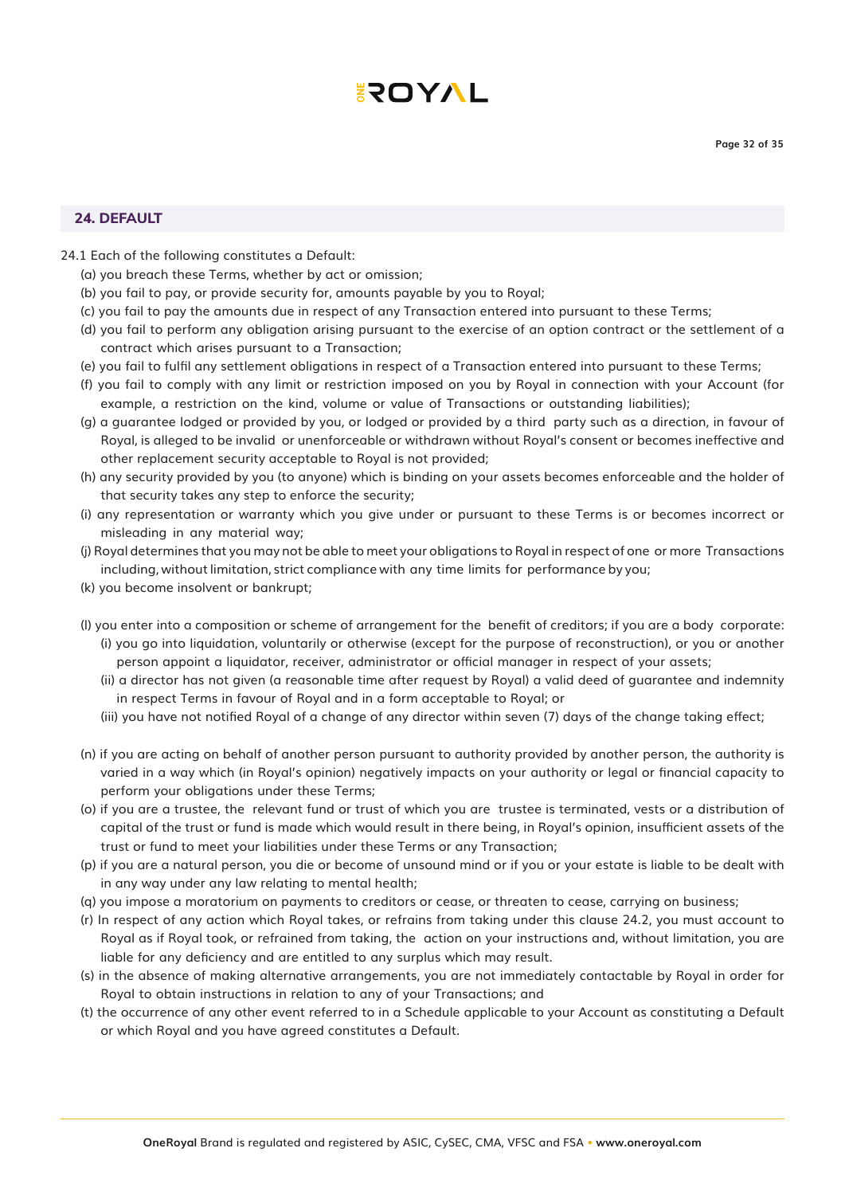## 24. DEFAULT

24.1 Each of the following constitutes a Default:

- (a) you breach these Terms, whether by act or omission;
- (b) you fail to pay, or provide security for, amounts payable by you to Royal;
- (c) you fail to pay the amounts due in respect of any Transaction entered into pursuant to these Terms;
- (d) you fail to perform any obligation arising pursuant to the exercise of an option contract or the settlement of a contract which arises pursuant to a Transaction;
- (e) you fail to fulfil any settlement obligations in respect of a Transaction entered into pursuant to these Terms;
- (f) you fail to comply with any limit or restriction imposed on you by Royal in connection with your Account (for example, a restriction on the kind, volume or value of Transactions or outstanding liabilities);
- (g) a guarantee lodged or provided by you, or lodged or provided by a third party such as a direction, in favour of Royal, is alleged to be invalid or unenforceable or withdrawn without Royal's consent or becomes ineffective and other replacement security acceptable to Royal is not provided;
- (h) any security provided by you (to anyone) which is binding on your assets becomes enforceable and the holder of that security takes any step to enforce the security;
- (i) any representation or warranty which you give under or pursuant to these Terms is or becomes incorrect or misleading in any material way;
- (j) Royal determines that you may not be able to meet your obligations to Royal in respect of one or more Transactions including, without limitation, strict compliance with any time limits for performance by you;
- (k) you become insolvent or bankrupt;
- (l) you enter into a composition or scheme of arrangement for the benefit of creditors; if you are a body corporate:
  - (i) you go into liquidation, voluntarily or otherwise (except for the purpose of reconstruction), or you or another person appoint a liquidator, receiver, administrator or official manager in respect of your assets;
  - (ii) a director has not given (a reasonable time after request by Royal) a valid deed of guarantee and indemnity in respect Terms in favour of Royal and in a form acceptable to Royal; or
  - (iii) you have not notified Royal of a change of any director within seven (7) days of the change taking effect;
- (n) if you are acting on behalf of another person pursuant to authority provided by another person, the authority is varied in a way which (in Royal's opinion) negatively impacts on your authority or legal or financial capacity to perform your obligations under these Terms;
- (o) if you are a trustee, the relevant fund or trust of which you are trustee is terminated, vests or a distribution of capital of the trust or fund is made which would result in there being, in Royal's opinion, insufficient assets of the trust or fund to meet your liabilities under these Terms or any Transaction;
- (p) if you are a natural person, you die or become of unsound mind or if you or your estate is liable to be dealt with in any way under any law relating to mental health;
- (q) you impose a moratorium on payments to creditors or cease, or threaten to cease, carrying on business;
- (r) In respect of any action which Royal takes, or refrains from taking under this clause 24.2, you must account to Royal as if Royal took, or refrained from taking, the action on your instructions and, without limitation, you are liable for any deficiency and are entitled to any surplus which may result.
- (s) in the absence of making alternative arrangements, you are not immediately contactable by Royal in order for Royal to obtain instructions in relation to any of your Transactions; and
- (t) the occurrence of any other event referred to in a Schedule applicable to your Account as constituting a Default or which Royal and you have agreed constitutes a Default.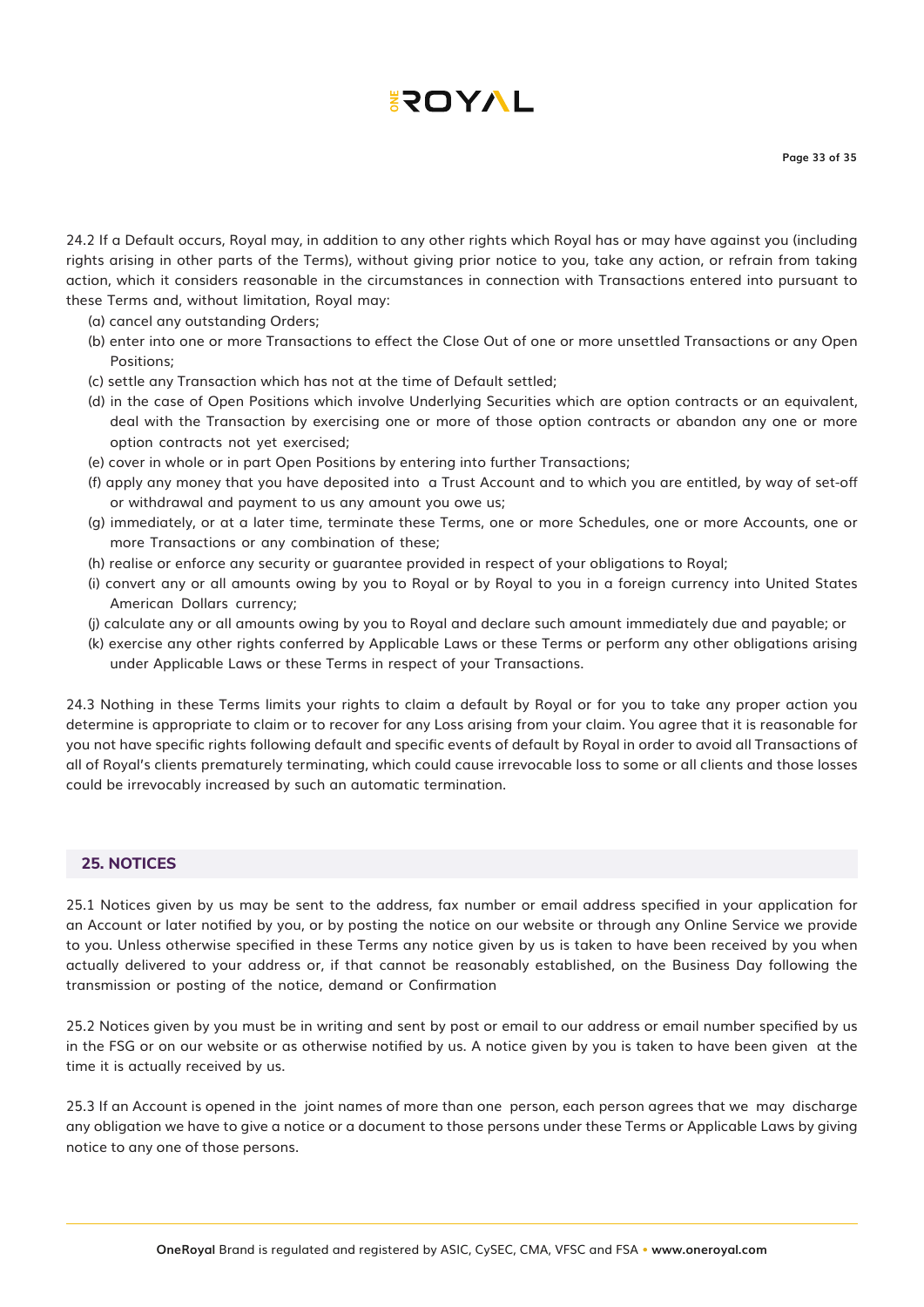24.2 If a Default occurs, Royal may, in addition to any other rights which Royal has or may have against you (including rights arising in other parts of the Terms), without giving prior notice to you, take any action, or refrain from taking action, which it considers reasonable in the circumstances in connection with Transactions entered into pursuant to these Terms and, without limitation, Royal may:

(a) cancel any outstanding Orders;

(b) enter into one or more Transactions to effect the Close Out of one or more unsettled Transactions or any Open Positions;

(c) settle any Transaction which has not at the time of Default settled;

(d) in the case of Open Positions which involve Underlying Securities which are option contracts or an equivalent, deal with the Transaction by exercising one or more of those option contracts or abandon any one or more option contracts not yet exercised;

(e) cover in whole or in part Open Positions by entering into further Transactions;

(f) apply any money that you have deposited into a Trust Account and to which you are entitled, by way of set-off or withdrawal and payment to us any amount you owe us;

(g) immediately, or at a later time, terminate these Terms, one or more Schedules, one or more Accounts, one or more Transactions or any combination of these;

(h) realise or enforce any security or guarantee provided in respect of your obligations to Royal;

(i) convert any or all amounts owing by you to Royal or by Royal to you in a foreign currency into United States American Dollars currency;

(j) calculate any or all amounts owing by you to Royal and declare such amount immediately due and payable; or

(k) exercise any other rights conferred by Applicable Laws or these Terms or perform any other obligations arising under Applicable Laws or these Terms in respect of your Transactions.

24.3 Nothing in these Terms limits your rights to claim a default by Royal or for you to take any proper action you determine is appropriate to claim or to recover for any Loss arising from your claim. You agree that it is reasonable for you not have specific rights following default and specific events of default by Royal in order to avoid all Transactions of all of Royal's clients prematurely terminating, which could cause irrevocable loss to some or all clients and those losses could be irrevocably increased by such an automatic termination.

## 25. NOTICES

25.1 Notices given by us may be sent to the address, fax number or email address specified in your application for an Account or later notified by you, or by posting the notice on our website or through any Online Service we provide to you. Unless otherwise specified in these Terms any notice given by us is taken to have been received by you when actually delivered to your address or, if that cannot be reasonably established, on the Business Day following the transmission or posting of the notice, demand or Confirmation

25.2 Notices given by you must be in writing and sent by post or email to our address or email number specified by us in the FSG or on our website or as otherwise notified by us. A notice given by you is taken to have been given at the time it is actually received by us.

25.3 If an Account is opened in the joint names of more than one person, each person agrees that we may discharge any obligation we have to give a notice or a document to those persons under these Terms or Applicable Laws by giving notice to any one of those persons.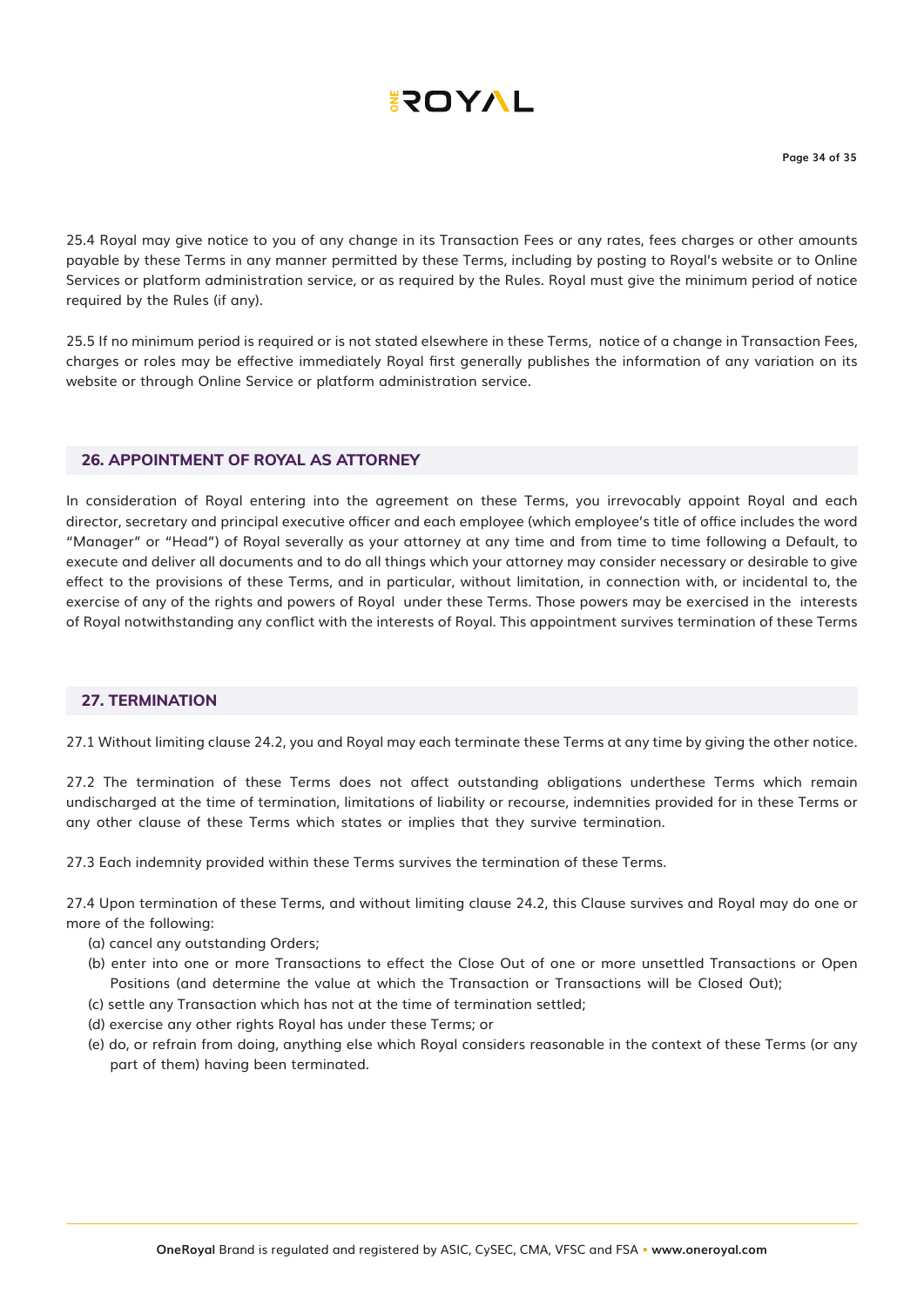25.4 Royal may give notice to you of any change in its Transaction Fees or any rates, fees charges or other amounts payable by these Terms in any manner permitted by these Terms, including by posting to Royal's website or to Online Services or platform administration service, or as required by the Rules. Royal must give the minimum period of notice required by the Rules (if any).

25.5 If no minimum period is required or is not stated elsewhere in these Terms, notice of a change in Transaction Fees, charges or roles may be effective immediately Royal first generally publishes the information of any variation on its website or through Online Service or platform administration service.

## 26. APPOINTMENT OF ROYAL AS ATTORNEY

In consideration of Royal entering into the agreement on these Terms, you irrevocably appoint Royal and each director, secretary and principal executive officer and each employee (which employee's title of office includes the word "Manager" or "Head") of Royal severally as your attorney at any time and from time to time following a Default, to execute and deliver all documents and to do all things which your attorney may consider necessary or desirable to give effect to the provisions of these Terms, and in particular, without limitation, in connection with, or incidental to, the exercise of any of the rights and powers of Royal under these Terms. Those powers may be exercised in the interests of Royal notwithstanding any conflict with the interests of Royal. This appointment survives termination of these Terms

## 27. TERMINATION

27.1 Without limiting clause 24.2, you and Royal may each terminate these Terms at any time by giving the other notice.

27.2 The termination of these Terms does not affect outstanding obligations underthese Terms which remain undischarged at the time of termination, limitations of liability or recourse, indemnities provided for in these Terms or any other clause of these Terms which states or implies that they survive termination.

27.3 Each indemnity provided within these Terms survives the termination of these Terms.

27.4 Upon termination of these Terms, and without limiting clause 24.2, this Clause survives and Royal may do one or more of the following:

(a) cancel any outstanding Orders;

(b) enter into one or more Transactions to effect the Close Out of one or more unsettled Transactions or Open Positions (and determine the value at which the Transaction or Transactions will be Closed Out);

(c) settle any Transaction which has not at the time of termination settled;

(d) exercise any other rights Royal has under these Terms; or

(e) do, or refrain from doing, anything else which Royal considers reasonable in the context of these Terms (or any part of them) having been terminated.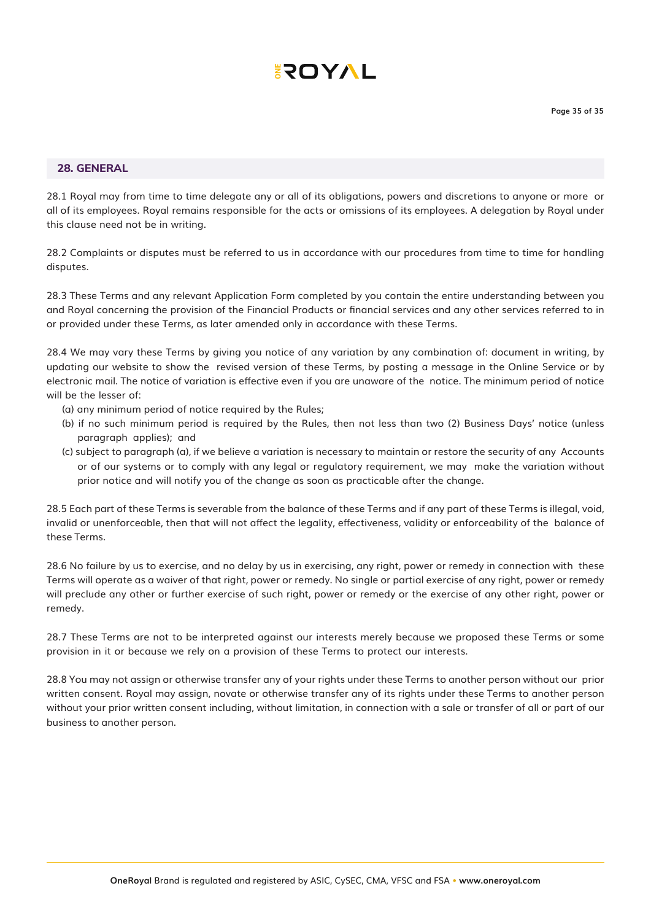## 28. GENERAL

28.1 Royal may from time to time delegate any or all of its obligations, powers and discretions to anyone or more or all of its employees. Royal remains responsible for the acts or omissions of its employees. A delegation by Royal under this clause need not be in writing.

28.2 Complaints or disputes must be referred to us in accordance with our procedures from time to time for handling disputes.

28.3 These Terms and any relevant Application Form completed by you contain the entire understanding between you and Royal concerning the provision of the Financial Products or financial services and any other services referred to in or provided under these Terms, as later amended only in accordance with these Terms.

28.4 We may vary these Terms by giving you notice of any variation by any combination of: document in writing, by updating our website to show the revised version of these Terms, by posting a message in the Online Service or by electronic mail. The notice of variation is effective even if you are unaware of the notice. The minimum period of notice will be the lesser of:

(a) any minimum period of notice required by the Rules;
(b) if no such minimum period is required by the Rules, then not less than two (2) Business Days' notice (unless paragraph applies); and
(c) subject to paragraph (a), if we believe a variation is necessary to maintain or restore the security of any Accounts or of our systems or to comply with any legal or regulatory requirement, we may make the variation without prior notice and will notify you of the change as soon as practicable after the change.

28.5 Each part of these Terms is severable from the balance of these Terms and if any part of these Terms is illegal, void, invalid or unenforceable, then that will not affect the legality, effectiveness, validity or enforceability of the balance of these Terms.

28.6 No failure by us to exercise, and no delay by us in exercising, any right, power or remedy in connection with these Terms will operate as a waiver of that right, power or remedy. No single or partial exercise of any right, power or remedy will preclude any other or further exercise of such right, power or remedy or the exercise of any other right, power or remedy.

28.7 These Terms are not to be interpreted against our interests merely because we proposed these Terms or some provision in it or because we rely on a provision of these Terms to protect our interests.

28.8 You may not assign or otherwise transfer any of your rights under these Terms to another person without our prior written consent. Royal may assign, novate or otherwise transfer any of its rights under these Terms to another person without your prior written consent including, without limitation, in connection with a sale or transfer of all or part of our business to another person.